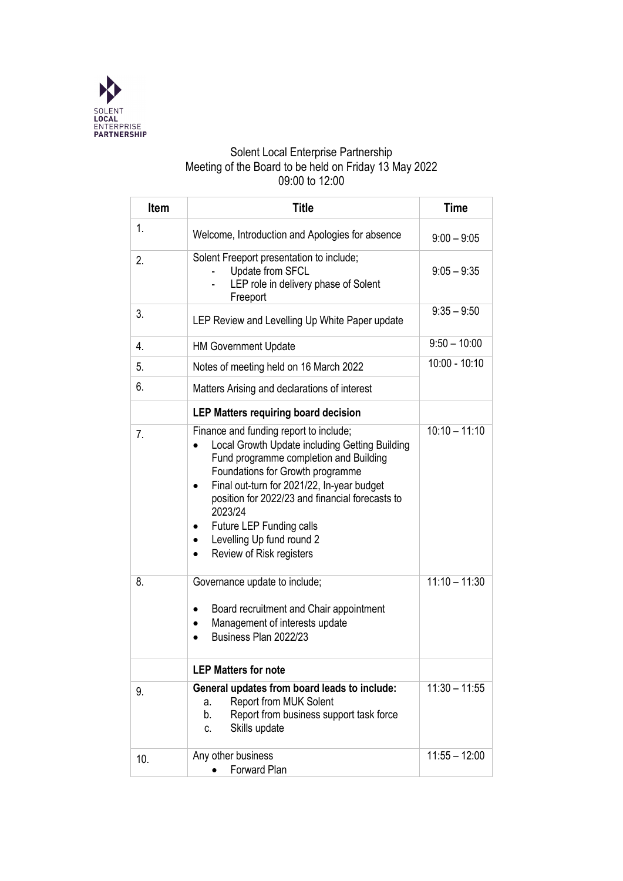SOLENT
**LOCAL**
ENTERPRISE
**PARTNERSHIP**

Solent Local Enterprise Partnership
Meeting of the Board to be held on Friday 13 May 2022
09:00 to 12:00

| Item | Title | Time |
|---|---|---|
| 1. | Welcome, Introduction and Apologies for absence | 9:00 – 9:05 |
| 2. | Solent Freeport presentation to include;<br>- Update from SFCL<br>- LEP role in delivery phase of Solent Freeport | 9:05 – 9:35 |
| 3. | LEP Review and Levelling Up White Paper update | 9:35 – 9:50 |
| 4. | HM Government Update | 9:50 – 10:00 |
| 5. | Notes of meeting held on 16 March 2022 | 10:00 - 10:10 |
| 6. | Matters Arising and declarations of interest | |
| | **LEP Matters requiring board decision** | |
| 7. | Finance and funding report to include;<br>• Local Growth Update including Getting Building Fund programme completion and Building Foundations for Growth programme<br>• Final out-turn for 2021/22, In-year budget position for 2022/23 and financial forecasts to 2023/24<br>• Future LEP Funding calls<br>• Levelling Up fund round 2<br>• Review of Risk registers | 10:10 – 11:10 |
| 8. | Governance update to include;<br>• Board recruitment and Chair appointment<br>• Management of interests update<br>• Business Plan 2022/23 | 11:10 – 11:30 |
| | **LEP Matters for note** | |
| 9. | **General updates from board leads to include:**<br>a. Report from MUK Solent<br>b. Report from business support task force<br>c. Skills update | 11:30 – 11:55 |
| 10. | Any other business<br>• Forward Plan | 11:55 – 12:00 |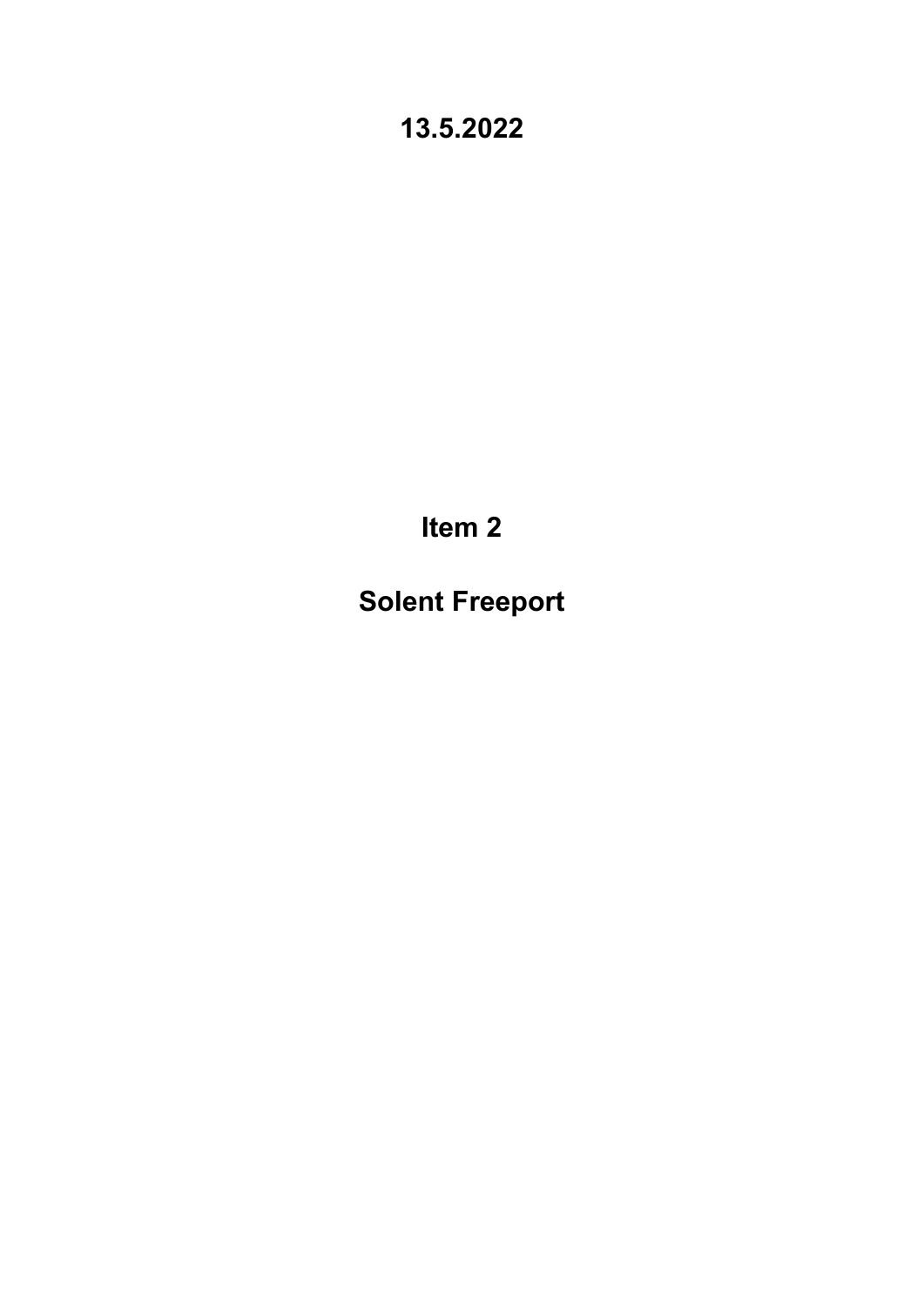**13.5.2022**

# Item 2

# Solent Freeport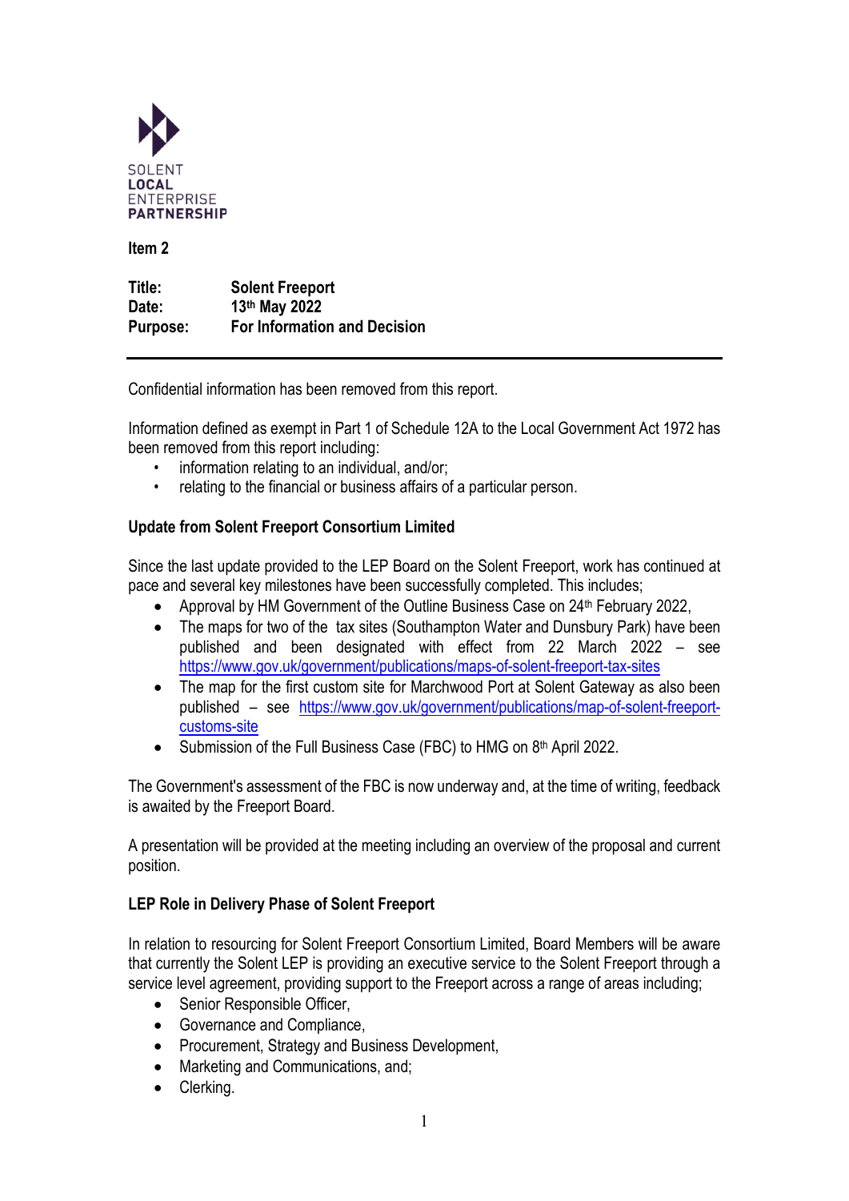SOLENT
**LOCAL**
ENTERPRISE
**PARTNERSHIP**

**Item 2**

| | |
|---|---|
| **Title:** | **Solent Freeport** |
| **Date:** | **13th May 2022** |
| **Purpose:** | **For Information and Decision** |

---

Confidential information has been removed from this report.

Information defined as exempt in Part 1 of Schedule 12A to the Local Government Act 1972 has been removed from this report including:

- information relating to an individual, and/or;
- relating to the financial or business affairs of a particular person.

## Update from Solent Freeport Consortium Limited

Since the last update provided to the LEP Board on the Solent Freeport, work has continued at pace and several key milestones have been successfully completed. This includes;

- Approval by HM Government of the Outline Business Case on 24th February 2022,
- The maps for two of the tax sites (Southampton Water and Dunsbury Park) have been published and been designated with effect from 22 March 2022 – see https://www.gov.uk/government/publications/maps-of-solent-freeport-tax-sites
- The map for the first custom site for Marchwood Port at Solent Gateway as also been published – see https://www.gov.uk/government/publications/map-of-solent-freeport-customs-site
- Submission of the Full Business Case (FBC) to HMG on 8th April 2022.

The Government's assessment of the FBC is now underway and, at the time of writing, feedback is awaited by the Freeport Board.

A presentation will be provided at the meeting including an overview of the proposal and current position.

## LEP Role in Delivery Phase of Solent Freeport

In relation to resourcing for Solent Freeport Consortium Limited, Board Members will be aware that currently the Solent LEP is providing an executive service to the Solent Freeport through a service level agreement, providing support to the Freeport across a range of areas including;

- Senior Responsible Officer,
- Governance and Compliance,
- Procurement, Strategy and Business Development,
- Marketing and Communications, and;
- Clerking.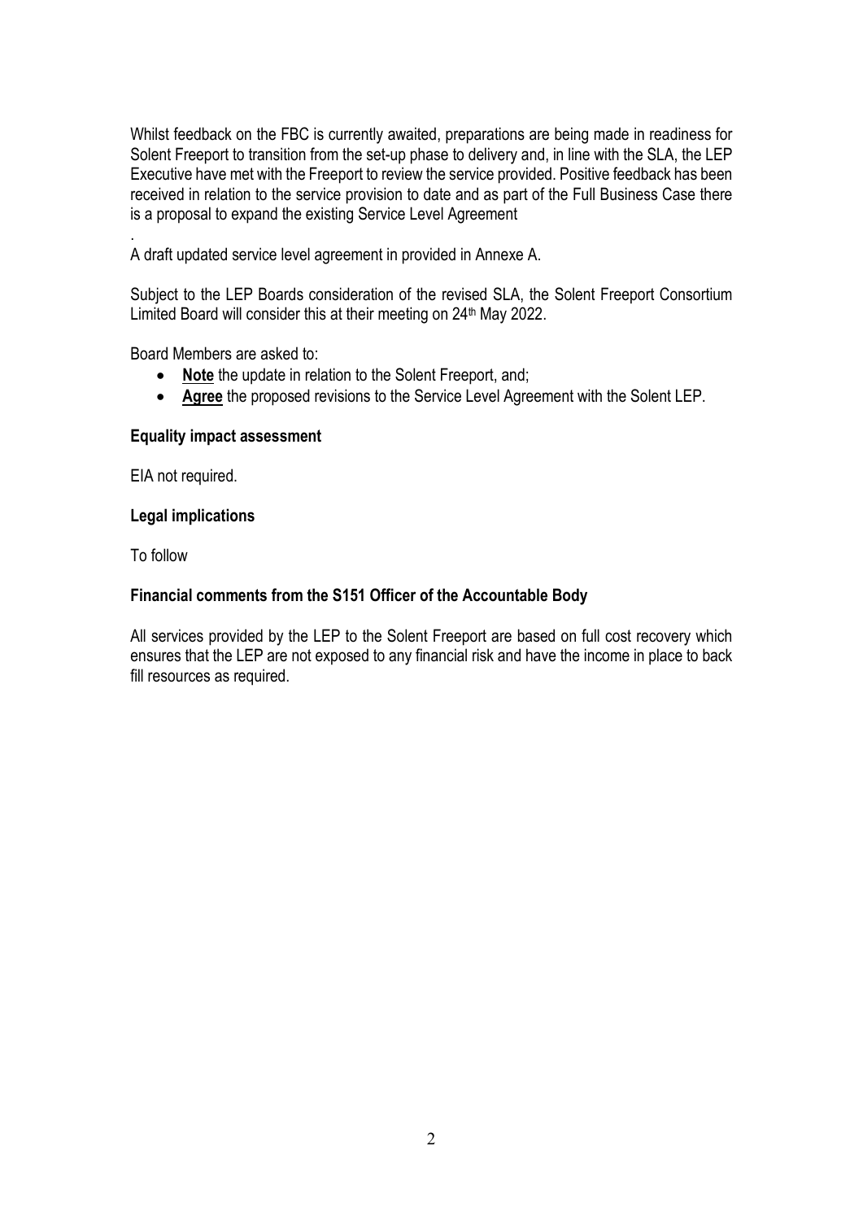Whilst feedback on the FBC is currently awaited, preparations are being made in readiness for Solent Freeport to transition from the set-up phase to delivery and, in line with the SLA, the LEP Executive have met with the Freeport to review the service provided. Positive feedback has been received in relation to the service provision to date and as part of the Full Business Case there is a proposal to expand the existing Service Level Agreement

.
A draft updated service level agreement in provided in Annexe A.

Subject to the LEP Boards consideration of the revised SLA, the Solent Freeport Consortium Limited Board will consider this at their meeting on 24th May 2022.

Board Members are asked to:

- **Note** the update in relation to the Solent Freeport, and;
- **Agree** the proposed revisions to the Service Level Agreement with the Solent LEP.

**Equality impact assessment**

EIA not required.

**Legal implications**

To follow

**Financial comments from the S151 Officer of the Accountable Body**

All services provided by the LEP to the Solent Freeport are based on full cost recovery which ensures that the LEP are not exposed to any financial risk and have the income in place to back fill resources as required.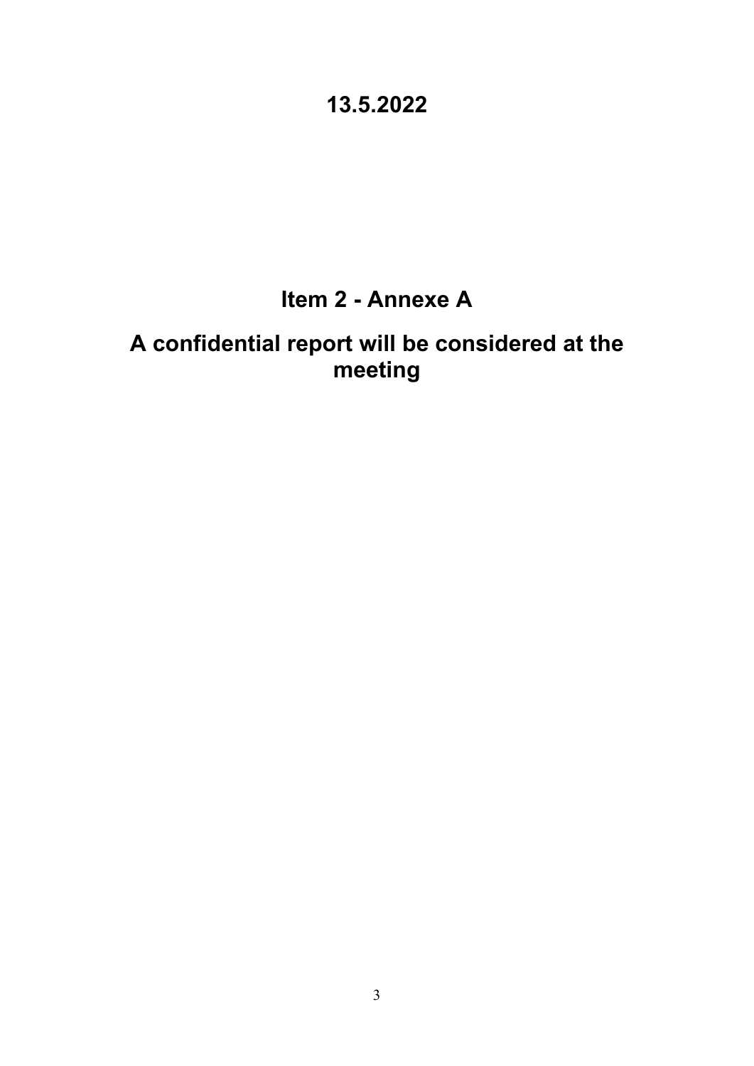# 13.5.2022

## Item 2 - Annexe A

## A confidential report will be considered at the meeting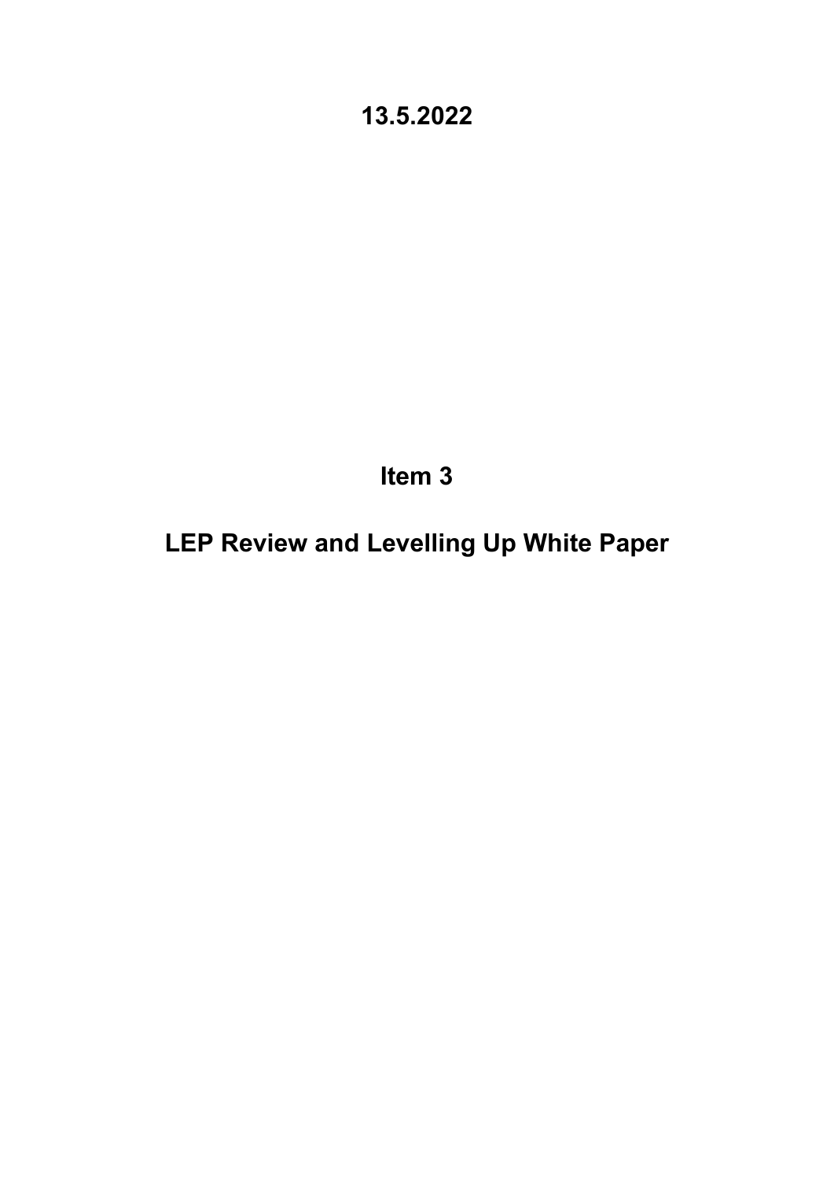**13.5.2022**

# Item 3

# LEP Review and Levelling Up White Paper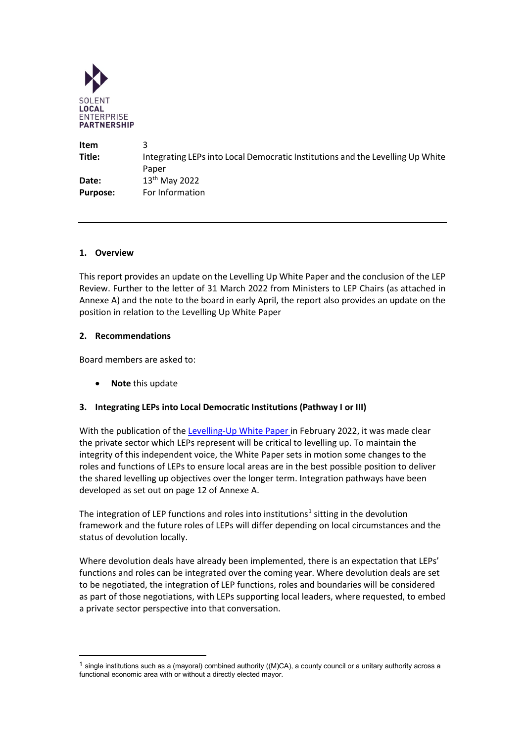SOLENT
**LOCAL**
ENTERPRISE
**PARTNERSHIP**

| | |
|---|---|
| **Item** | 3 |
| **Title:** | Integrating LEPs into Local Democratic Institutions and the Levelling Up White Paper |
| **Date:** | 13th May 2022 |
| **Purpose:** | For Information |

---

## 1. Overview

This report provides an update on the Levelling Up White Paper and the conclusion of the LEP Review. Further to the letter of 31 March 2022 from Ministers to LEP Chairs (as attached in Annexe A) and the note to the board in early April, the report also provides an update on the position in relation to the Levelling Up White Paper

## 2. Recommendations

Board members are asked to:

- **Note** this update

## 3. Integrating LEPs into Local Democratic Institutions (Pathway I or III)

With the publication of the Levelling-Up White Paper in February 2022, it was made clear the private sector which LEPs represent will be critical to levelling up. To maintain the integrity of this independent voice, the White Paper sets in motion some changes to the roles and functions of LEPs to ensure local areas are in the best possible position to deliver the shared levelling up objectives over the longer term. Integration pathways have been developed as set out on page 12 of Annexe A.

The integration of LEP functions and roles into institutions[1] sitting in the devolution framework and the future roles of LEPs will differ depending on local circumstances and the status of devolution locally.

Where devolution deals have already been implemented, there is an expectation that LEPs' functions and roles can be integrated over the coming year. Where devolution deals are set to be negotiated, the integration of LEP functions, roles and boundaries will be considered as part of those negotiations, with LEPs supporting local leaders, where requested, to embed a private sector perspective into that conversation.

[1] single institutions such as a (mayoral) combined authority ((M)CA), a county council or a unitary authority across a functional economic area with or without a directly elected mayor.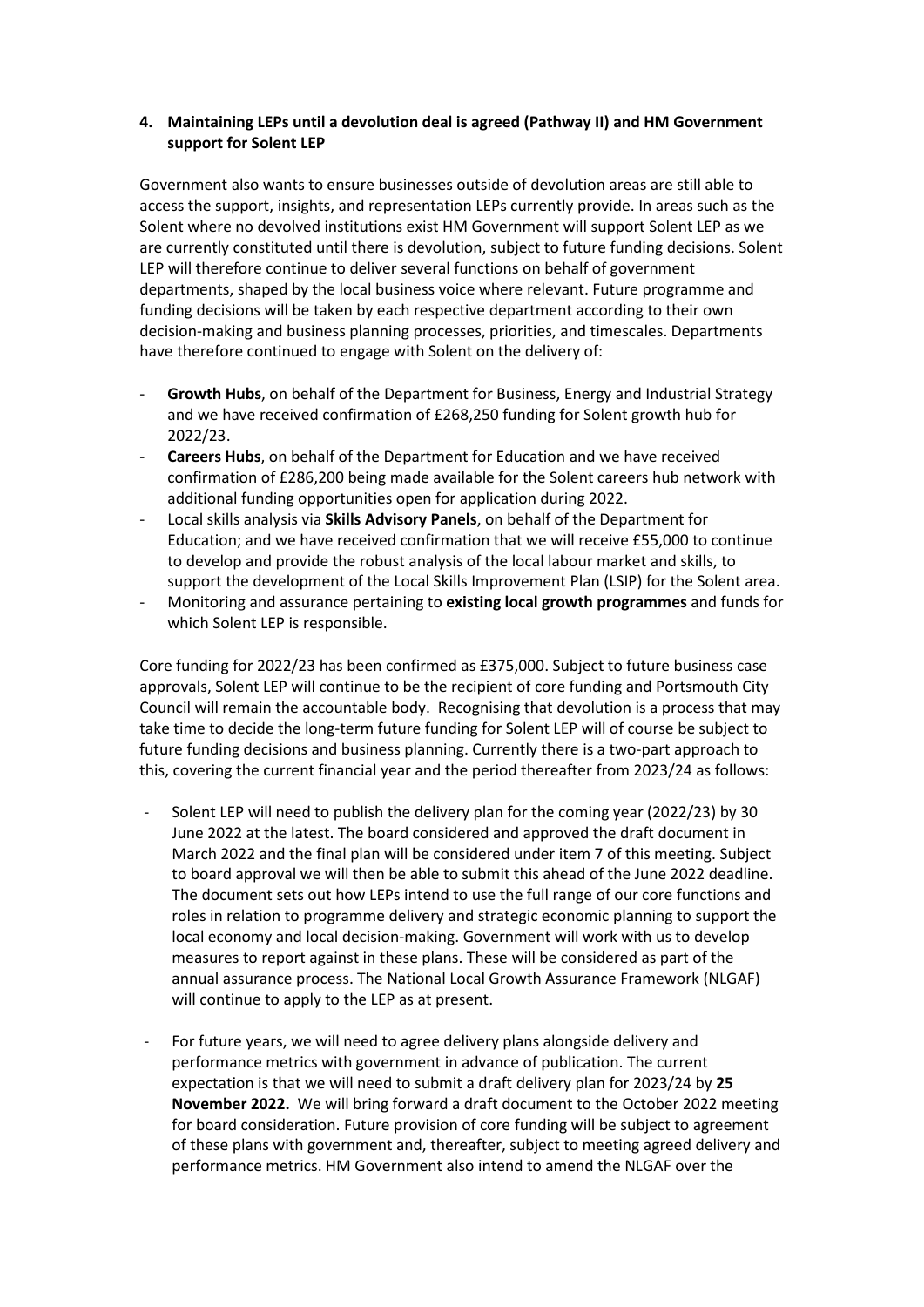## 4. Maintaining LEPs until a devolution deal is agreed (Pathway II) and HM Government support for Solent LEP

Government also wants to ensure businesses outside of devolution areas are still able to access the support, insights, and representation LEPs currently provide. In areas such as the Solent where no devolved institutions exist HM Government will support Solent LEP as we are currently constituted until there is devolution, subject to future funding decisions. Solent LEP will therefore continue to deliver several functions on behalf of government departments, shaped by the local business voice where relevant. Future programme and funding decisions will be taken by each respective department according to their own decision-making and business planning processes, priorities, and timescales. Departments have therefore continued to engage with Solent on the delivery of:

- **Growth Hubs**, on behalf of the Department for Business, Energy and Industrial Strategy and we have received confirmation of £268,250 funding for Solent growth hub for 2022/23.
- **Careers Hubs**, on behalf of the Department for Education and we have received confirmation of £286,200 being made available for the Solent careers hub network with additional funding opportunities open for application during 2022.
- Local skills analysis via **Skills Advisory Panels**, on behalf of the Department for Education; and we have received confirmation that we will receive £55,000 to continue to develop and provide the robust analysis of the local labour market and skills, to support the development of the Local Skills Improvement Plan (LSIP) for the Solent area.
- Monitoring and assurance pertaining to **existing local growth programmes** and funds for which Solent LEP is responsible.

Core funding for 2022/23 has been confirmed as £375,000. Subject to future business case approvals, Solent LEP will continue to be the recipient of core funding and Portsmouth City Council will remain the accountable body. Recognising that devolution is a process that may take time to decide the long-term future funding for Solent LEP will of course be subject to future funding decisions and business planning. Currently there is a two-part approach to this, covering the current financial year and the period thereafter from 2023/24 as follows:

- Solent LEP will need to publish the delivery plan for the coming year (2022/23) by 30 June 2022 at the latest. The board considered and approved the draft document in March 2022 and the final plan will be considered under item 7 of this meeting. Subject to board approval we will then be able to submit this ahead of the June 2022 deadline. The document sets out how LEPs intend to use the full range of our core functions and roles in relation to programme delivery and strategic economic planning to support the local economy and local decision-making. Government will work with us to develop measures to report against in these plans. These will be considered as part of the annual assurance process. The National Local Growth Assurance Framework (NLGAF) will continue to apply to the LEP as at present.

- For future years, we will need to agree delivery plans alongside delivery and performance metrics with government in advance of publication. The current expectation is that we will need to submit a draft delivery plan for 2023/24 by **25 November 2022.** We will bring forward a draft document to the October 2022 meeting for board consideration. Future provision of core funding will be subject to agreement of these plans with government and, thereafter, subject to meeting agreed delivery and performance metrics. HM Government also intend to amend the NLGAF over the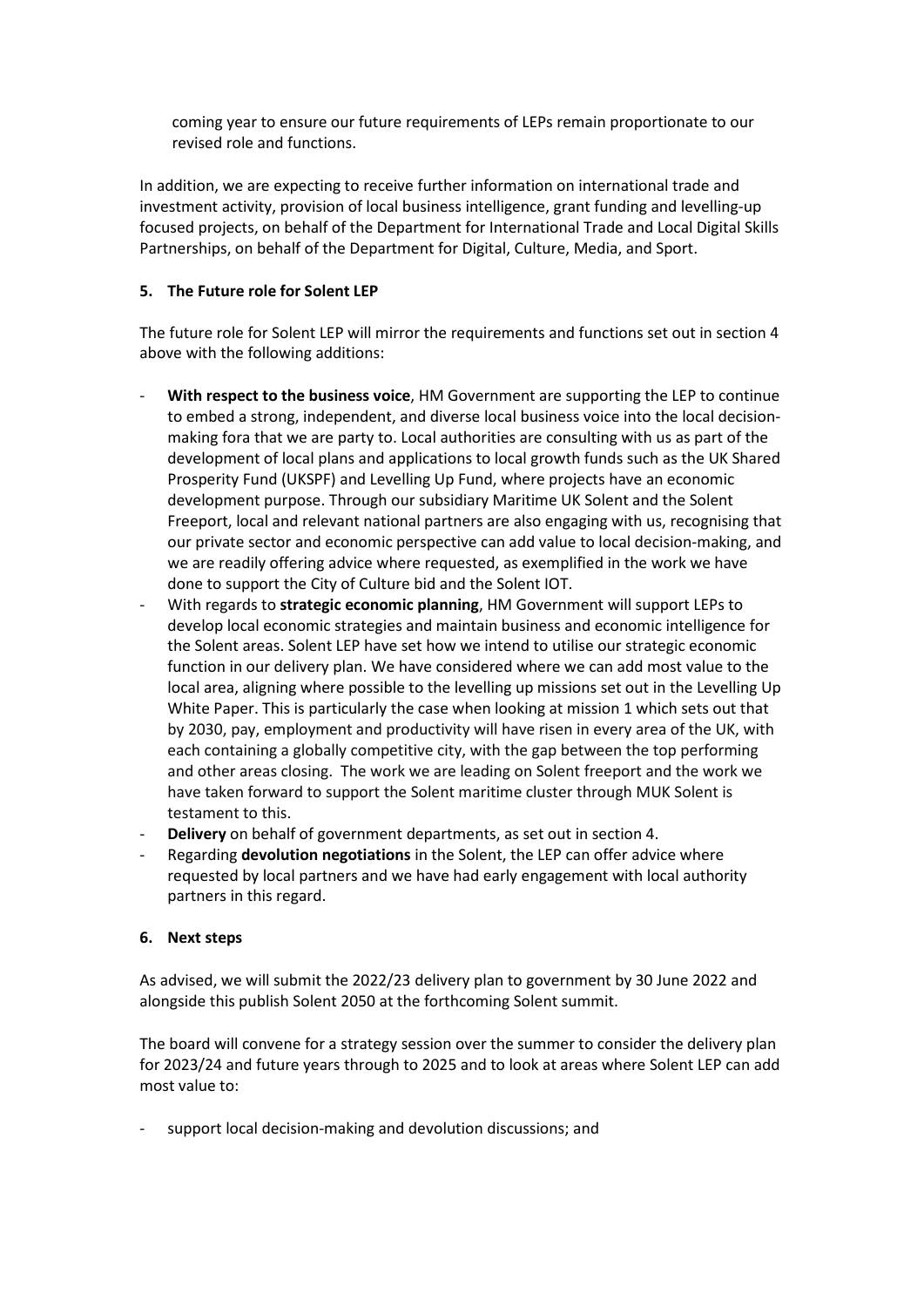coming year to ensure our future requirements of LEPs remain proportionate to our revised role and functions.

In addition, we are expecting to receive further information on international trade and investment activity, provision of local business intelligence, grant funding and levelling-up focused projects, on behalf of the Department for International Trade and Local Digital Skills Partnerships, on behalf of the Department for Digital, Culture, Media, and Sport.

**5. The Future role for Solent LEP**

The future role for Solent LEP will mirror the requirements and functions set out in section 4 above with the following additions:

- **With respect to the business voice**, HM Government are supporting the LEP to continue to embed a strong, independent, and diverse local business voice into the local decision-making fora that we are party to. Local authorities are consulting with us as part of the development of local plans and applications to local growth funds such as the UK Shared Prosperity Fund (UKSPF) and Levelling Up Fund, where projects have an economic development purpose. Through our subsidiary Maritime UK Solent and the Solent Freeport, local and relevant national partners are also engaging with us, recognising that our private sector and economic perspective can add value to local decision-making, and we are readily offering advice where requested, as exemplified in the work we have done to support the City of Culture bid and the Solent IOT.
- With regards to **strategic economic planning**, HM Government will support LEPs to develop local economic strategies and maintain business and economic intelligence for the Solent areas. Solent LEP have set how we intend to utilise our strategic economic function in our delivery plan. We have considered where we can add most value to the local area, aligning where possible to the levelling up missions set out in the Levelling Up White Paper. This is particularly the case when looking at mission 1 which sets out that by 2030, pay, employment and productivity will have risen in every area of the UK, with each containing a globally competitive city, with the gap between the top performing and other areas closing. The work we are leading on Solent freeport and the work we have taken forward to support the Solent maritime cluster through MUK Solent is testament to this.
- **Delivery** on behalf of government departments, as set out in section 4.
- Regarding **devolution negotiations** in the Solent, the LEP can offer advice where requested by local partners and we have had early engagement with local authority partners in this regard.

**6. Next steps**

As advised, we will submit the 2022/23 delivery plan to government by 30 June 2022 and alongside this publish Solent 2050 at the forthcoming Solent summit.

The board will convene for a strategy session over the summer to consider the delivery plan for 2023/24 and future years through to 2025 and to look at areas where Solent LEP can add most value to:

- support local decision-making and devolution discussions; and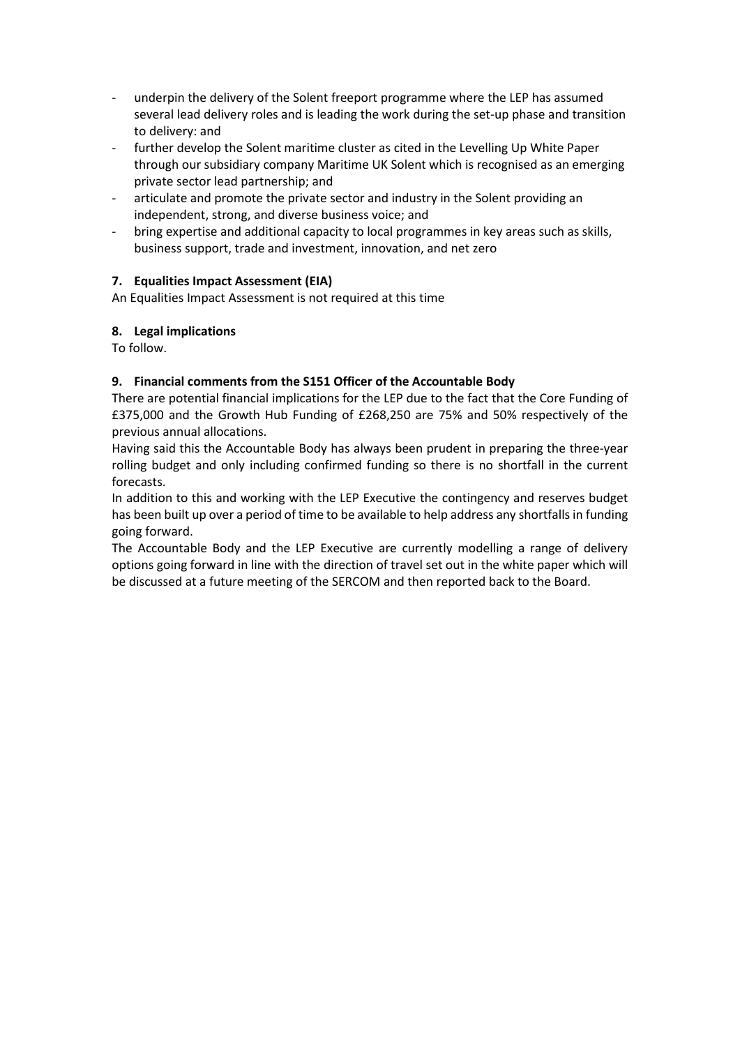- underpin the delivery of the Solent freeport programme where the LEP has assumed several lead delivery roles and is leading the work during the set-up phase and transition to delivery: and
- further develop the Solent maritime cluster as cited in the Levelling Up White Paper through our subsidiary company Maritime UK Solent which is recognised as an emerging private sector lead partnership; and
- articulate and promote the private sector and industry in the Solent providing an independent, strong, and diverse business voice; and
- bring expertise and additional capacity to local programmes in key areas such as skills, business support, trade and investment, innovation, and net zero

**7. Equalities Impact Assessment (EIA)**

An Equalities Impact Assessment is not required at this time

**8. Legal implications**

To follow.

**9. Financial comments from the S151 Officer of the Accountable Body**

There are potential financial implications for the LEP due to the fact that the Core Funding of £375,000 and the Growth Hub Funding of £268,250 are 75% and 50% respectively of the previous annual allocations.

Having said this the Accountable Body has always been prudent in preparing the three-year rolling budget and only including confirmed funding so there is no shortfall in the current forecasts.

In addition to this and working with the LEP Executive the contingency and reserves budget has been built up over a period of time to be available to help address any shortfalls in funding going forward.

The Accountable Body and the LEP Executive are currently modelling a range of delivery options going forward in line with the direction of travel set out in the white paper which will be discussed at a future meeting of the SERCOM and then reported back to the Board.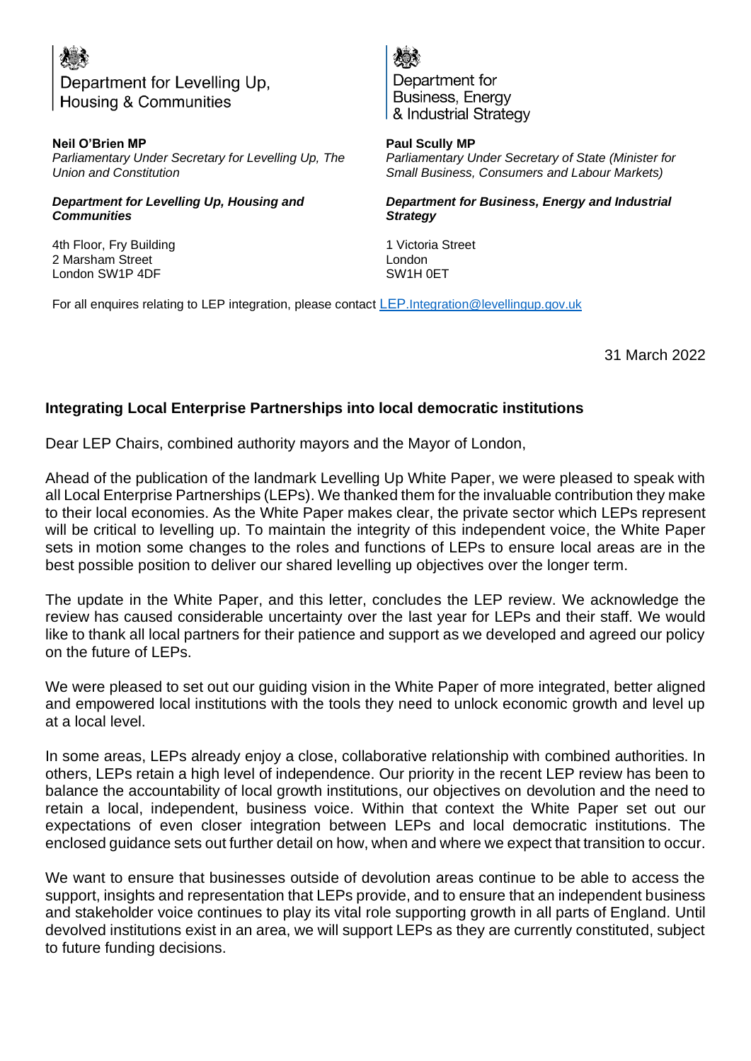Department for Levelling Up, Housing & Communities

**Neil O'Brien MP**
*Parliamentary Under Secretary for Levelling Up, The Union and Constitution*

***Department for Levelling Up, Housing and Communities***

4th Floor, Fry Building
2 Marsham Street
London SW1P 4DF

Department for Business, Energy & Industrial Strategy

**Paul Scully MP**
*Parliamentary Under Secretary of State (Minister for Small Business, Consumers and Labour Markets)*

***Department for Business, Energy and Industrial Strategy***

1 Victoria Street
London
SW1H 0ET

For all enquires relating to LEP integration, please contact LEP.Integration@levellingup.gov.uk

31 March 2022

## Integrating Local Enterprise Partnerships into local democratic institutions

Dear LEP Chairs, combined authority mayors and the Mayor of London,

Ahead of the publication of the landmark Levelling Up White Paper, we were pleased to speak with all Local Enterprise Partnerships (LEPs). We thanked them for the invaluable contribution they make to their local economies. As the White Paper makes clear, the private sector which LEPs represent will be critical to levelling up. To maintain the integrity of this independent voice, the White Paper sets in motion some changes to the roles and functions of LEPs to ensure local areas are in the best possible position to deliver our shared levelling up objectives over the longer term.

The update in the White Paper, and this letter, concludes the LEP review. We acknowledge the review has caused considerable uncertainty over the last year for LEPs and their staff. We would like to thank all local partners for their patience and support as we developed and agreed our policy on the future of LEPs.

We were pleased to set out our guiding vision in the White Paper of more integrated, better aligned and empowered local institutions with the tools they need to unlock economic growth and level up at a local level.

In some areas, LEPs already enjoy a close, collaborative relationship with combined authorities. In others, LEPs retain a high level of independence. Our priority in the recent LEP review has been to balance the accountability of local growth institutions, our objectives on devolution and the need to retain a local, independent, business voice. Within that context the White Paper set out our expectations of even closer integration between LEPs and local democratic institutions. The enclosed guidance sets out further detail on how, when and where we expect that transition to occur.

We want to ensure that businesses outside of devolution areas continue to be able to access the support, insights and representation that LEPs provide, and to ensure that an independent business and stakeholder voice continues to play its vital role supporting growth in all parts of England. Until devolved institutions exist in an area, we will support LEPs as they are currently constituted, subject to future funding decisions.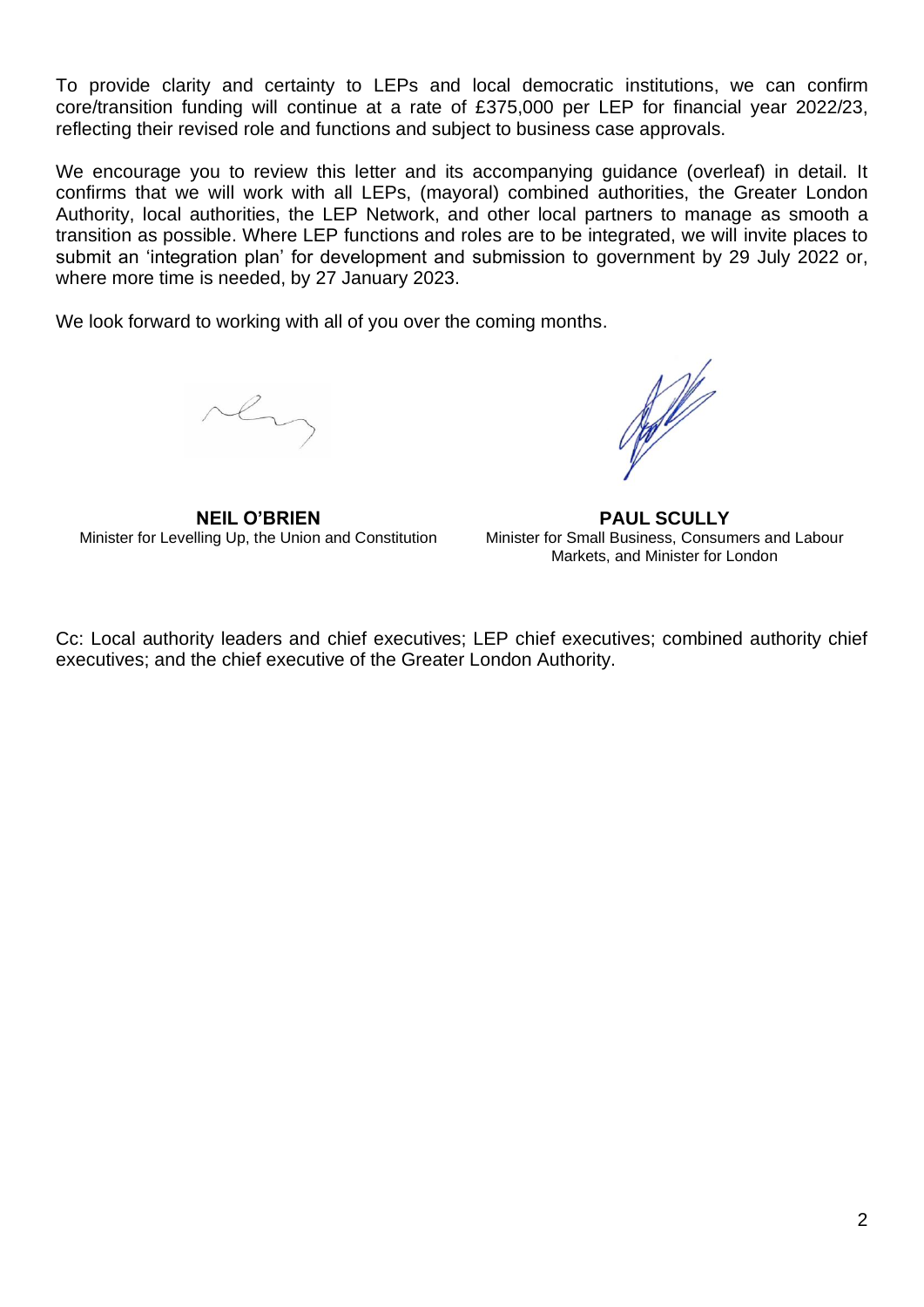To provide clarity and certainty to LEPs and local democratic institutions, we can confirm core/transition funding will continue at a rate of £375,000 per LEP for financial year 2022/23, reflecting their revised role and functions and subject to business case approvals.

We encourage you to review this letter and its accompanying guidance (overleaf) in detail. It confirms that we will work with all LEPs, (mayoral) combined authorities, the Greater London Authority, local authorities, the LEP Network, and other local partners to manage as smooth a transition as possible. Where LEP functions and roles are to be integrated, we will invite places to submit an 'integration plan' for development and submission to government by 29 July 2022 or, where more time is needed, by 27 January 2023.

We look forward to working with all of you over the coming months.

**NEIL O'BRIEN**
Minister for Levelling Up, the Union and Constitution

**PAUL SCULLY**
Minister for Small Business, Consumers and Labour Markets, and Minister for London

Cc: Local authority leaders and chief executives; LEP chief executives; combined authority chief executives; and the chief executive of the Greater London Authority.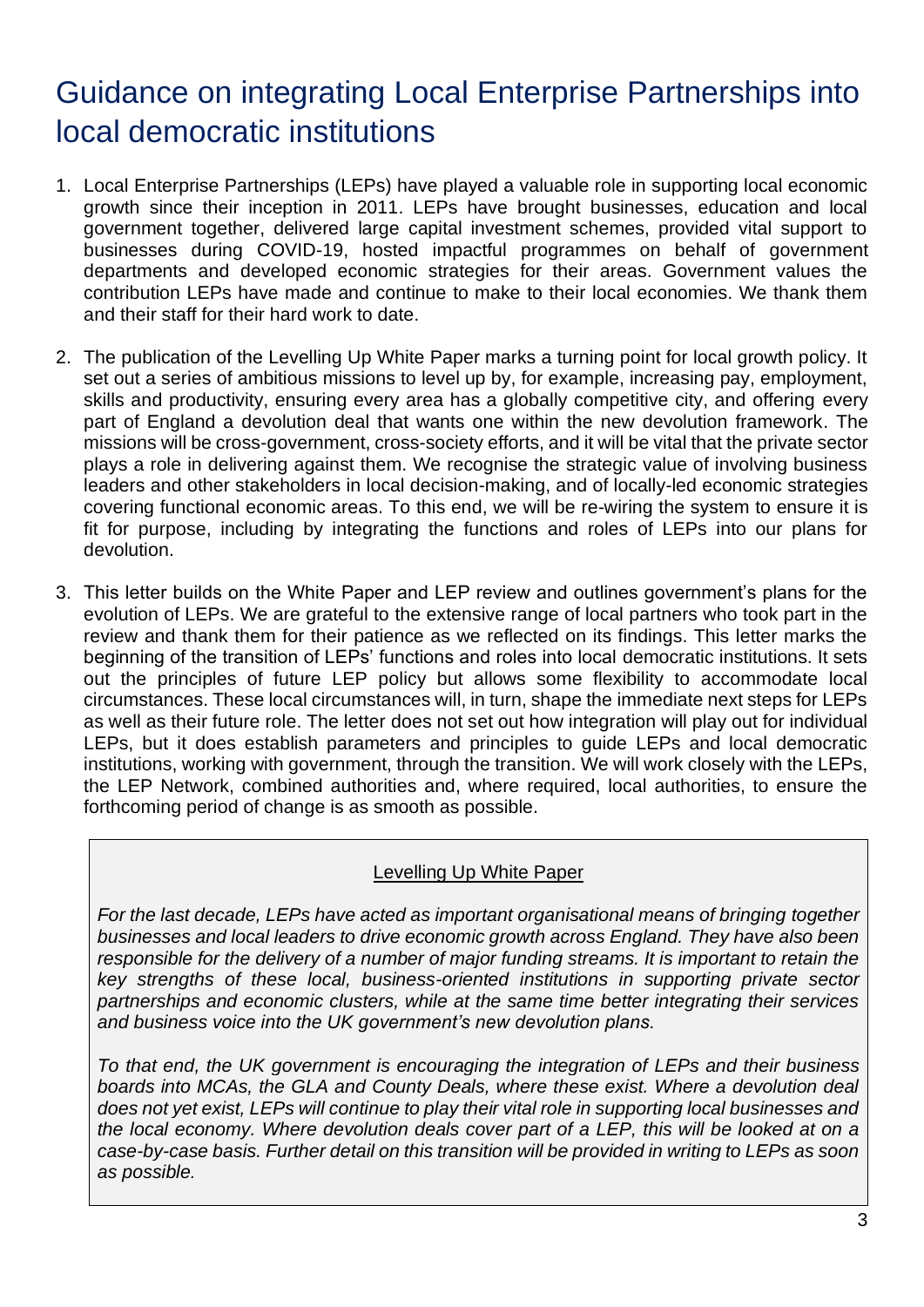# Guidance on integrating Local Enterprise Partnerships into local democratic institutions

1. Local Enterprise Partnerships (LEPs) have played a valuable role in supporting local economic growth since their inception in 2011. LEPs have brought businesses, education and local government together, delivered large capital investment schemes, provided vital support to businesses during COVID-19, hosted impactful programmes on behalf of government departments and developed economic strategies for their areas. Government values the contribution LEPs have made and continue to make to their local economies. We thank them and their staff for their hard work to date.

2. The publication of the Levelling Up White Paper marks a turning point for local growth policy. It set out a series of ambitious missions to level up by, for example, increasing pay, employment, skills and productivity, ensuring every area has a globally competitive city, and offering every part of England a devolution deal that wants one within the new devolution framework. The missions will be cross-government, cross-society efforts, and it will be vital that the private sector plays a role in delivering against them. We recognise the strategic value of involving business leaders and other stakeholders in local decision-making, and of locally-led economic strategies covering functional economic areas. To this end, we will be re-wiring the system to ensure it is fit for purpose, including by integrating the functions and roles of LEPs into our plans for devolution.

3. This letter builds on the White Paper and LEP review and outlines government's plans for the evolution of LEPs. We are grateful to the extensive range of local partners who took part in the review and thank them for their patience as we reflected on its findings. This letter marks the beginning of the transition of LEPs' functions and roles into local democratic institutions. It sets out the principles of future LEP policy but allows some flexibility to accommodate local circumstances. These local circumstances will, in turn, shape the immediate next steps for LEPs as well as their future role. The letter does not set out how integration will play out for individual LEPs, but it does establish parameters and principles to guide LEPs and local democratic institutions, working with government, through the transition. We will work closely with the LEPs, the LEP Network, combined authorities and, where required, local authorities, to ensure the forthcoming period of change is as smooth as possible.

> Levelling Up White Paper
>
> *For the last decade, LEPs have acted as important organisational means of bringing together businesses and local leaders to drive economic growth across England. They have also been responsible for the delivery of a number of major funding streams. It is important to retain the key strengths of these local, business-oriented institutions in supporting private sector partnerships and economic clusters, while at the same time better integrating their services and business voice into the UK government's new devolution plans.*
>
> *To that end, the UK government is encouraging the integration of LEPs and their business boards into MCAs, the GLA and County Deals, where these exist. Where a devolution deal does not yet exist, LEPs will continue to play their vital role in supporting local businesses and the local economy. Where devolution deals cover part of a LEP, this will be looked at on a case-by-case basis. Further detail on this transition will be provided in writing to LEPs as soon as possible.*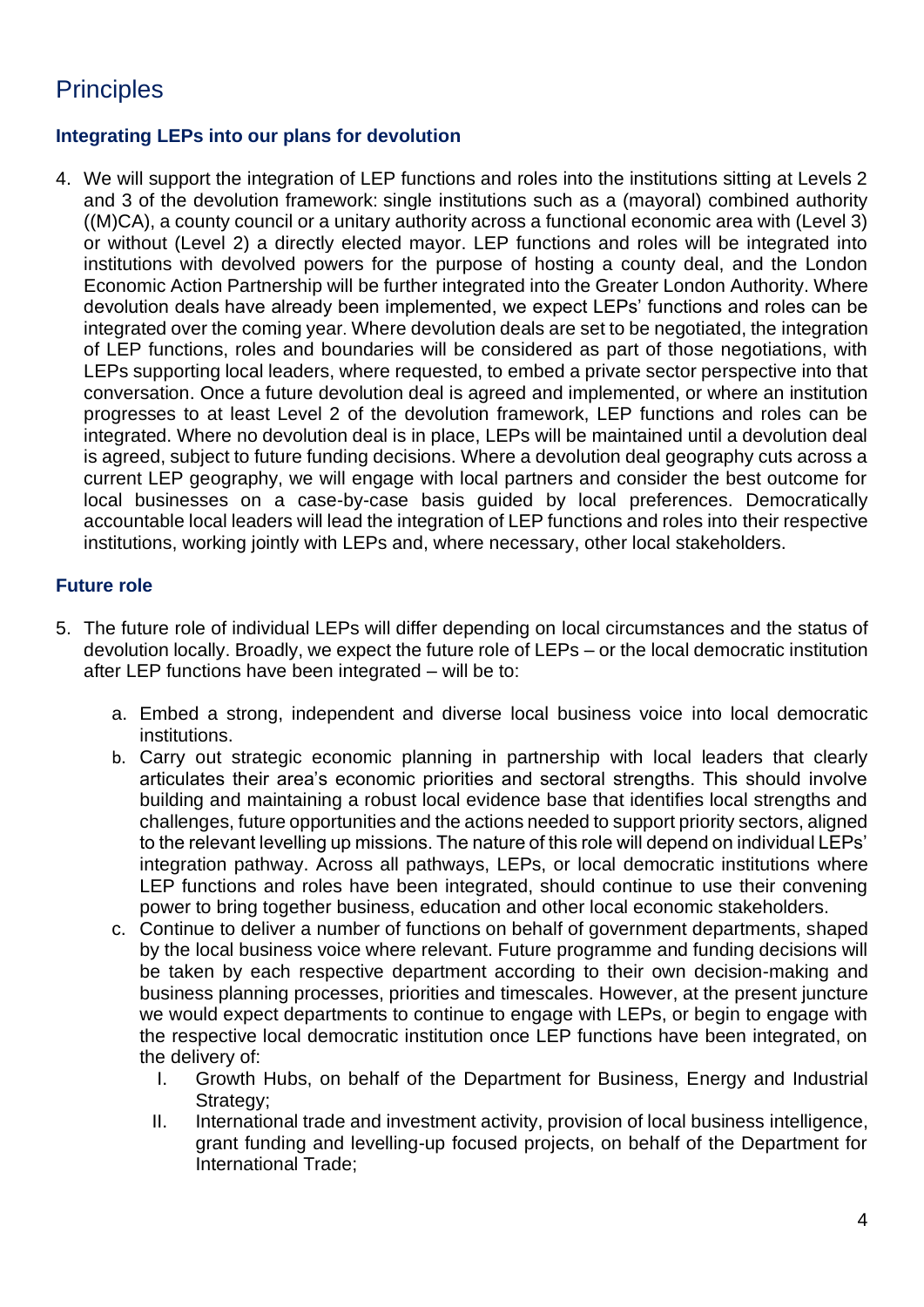## Principles

### Integrating LEPs into our plans for devolution

4. We will support the integration of LEP functions and roles into the institutions sitting at Levels 2 and 3 of the devolution framework: single institutions such as a (mayoral) combined authority ((M)CA), a county council or a unitary authority across a functional economic area with (Level 3) or without (Level 2) a directly elected mayor. LEP functions and roles will be integrated into institutions with devolved powers for the purpose of hosting a county deal, and the London Economic Action Partnership will be further integrated into the Greater London Authority. Where devolution deals have already been implemented, we expect LEPs' functions and roles can be integrated over the coming year. Where devolution deals are set to be negotiated, the integration of LEP functions, roles and boundaries will be considered as part of those negotiations, with LEPs supporting local leaders, where requested, to embed a private sector perspective into that conversation. Once a future devolution deal is agreed and implemented, or where an institution progresses to at least Level 2 of the devolution framework, LEP functions and roles can be integrated. Where no devolution deal is in place, LEPs will be maintained until a devolution deal is agreed, subject to future funding decisions. Where a devolution deal geography cuts across a current LEP geography, we will engage with local partners and consider the best outcome for local businesses on a case-by-case basis guided by local preferences. Democratically accountable local leaders will lead the integration of LEP functions and roles into their respective institutions, working jointly with LEPs and, where necessary, other local stakeholders.

### Future role

5. The future role of individual LEPs will differ depending on local circumstances and the status of devolution locally. Broadly, we expect the future role of LEPs – or the local democratic institution after LEP functions have been integrated – will be to:

    a. Embed a strong, independent and diverse local business voice into local democratic institutions.

    b. Carry out strategic economic planning in partnership with local leaders that clearly articulates their area's economic priorities and sectoral strengths. This should involve building and maintaining a robust local evidence base that identifies local strengths and challenges, future opportunities and the actions needed to support priority sectors, aligned to the relevant levelling up missions. The nature of this role will depend on individual LEPs' integration pathway. Across all pathways, LEPs, or local democratic institutions where LEP functions and roles have been integrated, should continue to use their convening power to bring together business, education and other local economic stakeholders.

    c. Continue to deliver a number of functions on behalf of government departments, shaped by the local business voice where relevant. Future programme and funding decisions will be taken by each respective department according to their own decision-making and business planning processes, priorities and timescales. However, at the present juncture we would expect departments to continue to engage with LEPs, or begin to engage with the respective local democratic institution once LEP functions have been integrated, on the delivery of:

        I. Growth Hubs, on behalf of the Department for Business, Energy and Industrial Strategy;

        II. International trade and investment activity, provision of local business intelligence, grant funding and levelling-up focused projects, on behalf of the Department for International Trade;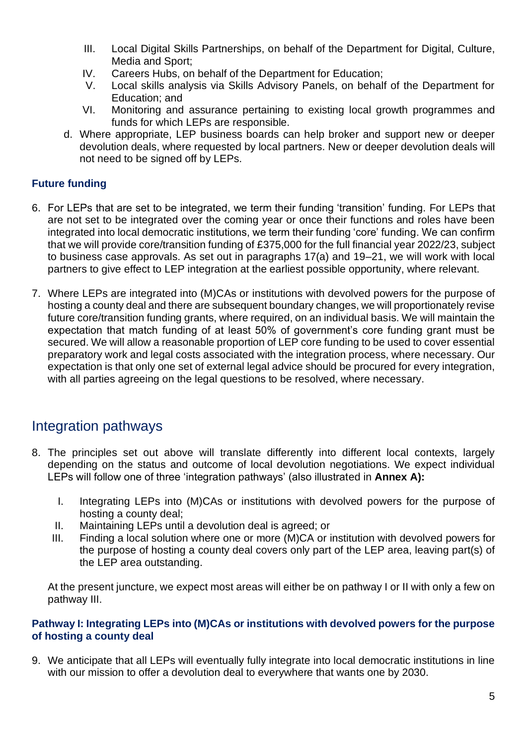III. Local Digital Skills Partnerships, on behalf of the Department for Digital, Culture, Media and Sport;
   IV. Careers Hubs, on behalf of the Department for Education;
   V. Local skills analysis via Skills Advisory Panels, on behalf of the Department for Education; and
   VI. Monitoring and assurance pertaining to existing local growth programmes and funds for which LEPs are responsible.

   d. Where appropriate, LEP business boards can help broker and support new or deeper devolution deals, where requested by local partners. New or deeper devolution deals will not need to be signed off by LEPs.

### Future funding

6. For LEPs that are set to be integrated, we term their funding 'transition' funding. For LEPs that are not set to be integrated over the coming year or once their functions and roles have been integrated into local democratic institutions, we term their funding 'core' funding. We can confirm that we will provide core/transition funding of £375,000 for the full financial year 2022/23, subject to business case approvals. As set out in paragraphs 17(a) and 19–21, we will work with local partners to give effect to LEP integration at the earliest possible opportunity, where relevant.

7. Where LEPs are integrated into (M)CAs or institutions with devolved powers for the purpose of hosting a county deal and there are subsequent boundary changes, we will proportionately revise future core/transition funding grants, where required, on an individual basis. We will maintain the expectation that match funding of at least 50% of government's core funding grant must be secured. We will allow a reasonable proportion of LEP core funding to be used to cover essential preparatory work and legal costs associated with the integration process, where necessary. Our expectation is that only one set of external legal advice should be procured for every integration, with all parties agreeing on the legal questions to be resolved, where necessary.

## Integration pathways

8. The principles set out above will translate differently into different local contexts, largely depending on the status and outcome of local devolution negotiations. We expect individual LEPs will follow one of three 'integration pathways' (also illustrated in **Annex A):**

   I. Integrating LEPs into (M)CAs or institutions with devolved powers for the purpose of hosting a county deal;
   II. Maintaining LEPs until a devolution deal is agreed; or
   III. Finding a local solution where one or more (M)CA or institution with devolved powers for the purpose of hosting a county deal covers only part of the LEP area, leaving part(s) of the LEP area outstanding.

   At the present juncture, we expect most areas will either be on pathway I or II with only a few on pathway III.

### Pathway I: Integrating LEPs into (M)CAs or institutions with devolved powers for the purpose of hosting a county deal

9. We anticipate that all LEPs will eventually fully integrate into local democratic institutions in line with our mission to offer a devolution deal to everywhere that wants one by 2030.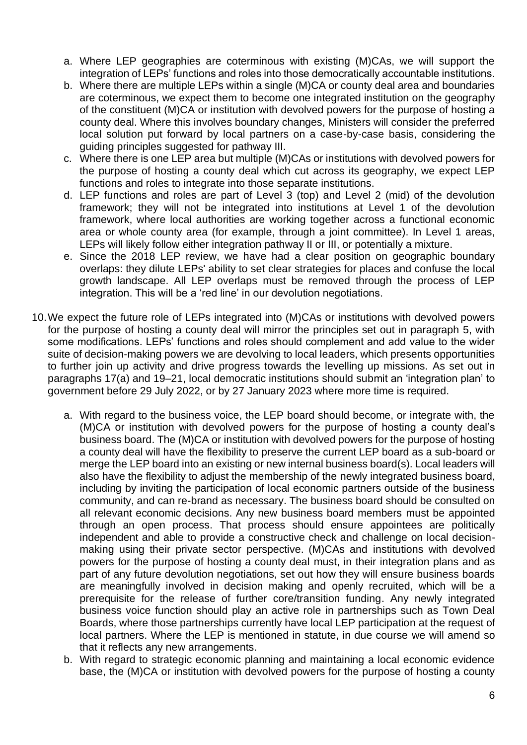a. Where LEP geographies are coterminous with existing (M)CAs, we will support the integration of LEPs' functions and roles into those democratically accountable institutions.
b. Where there are multiple LEPs within a single (M)CA or county deal area and boundaries are coterminous, we expect them to become one integrated institution on the geography of the constituent (M)CA or institution with devolved powers for the purpose of hosting a county deal. Where this involves boundary changes, Ministers will consider the preferred local solution put forward by local partners on a case-by-case basis, considering the guiding principles suggested for pathway III.
c. Where there is one LEP area but multiple (M)CAs or institutions with devolved powers for the purpose of hosting a county deal which cut across its geography, we expect LEP functions and roles to integrate into those separate institutions.
d. LEP functions and roles are part of Level 3 (top) and Level 2 (mid) of the devolution framework; they will not be integrated into institutions at Level 1 of the devolution framework, where local authorities are working together across a functional economic area or whole county area (for example, through a joint committee). In Level 1 areas, LEPs will likely follow either integration pathway II or III, or potentially a mixture.
e. Since the 2018 LEP review, we have had a clear position on geographic boundary overlaps: they dilute LEPs' ability to set clear strategies for places and confuse the local growth landscape. All LEP overlaps must be removed through the process of LEP integration. This will be a 'red line' in our devolution negotiations.

10. We expect the future role of LEPs integrated into (M)CAs or institutions with devolved powers for the purpose of hosting a county deal will mirror the principles set out in paragraph 5, with some modifications. LEPs' functions and roles should complement and add value to the wider suite of decision-making powers we are devolving to local leaders, which presents opportunities to further join up activity and drive progress towards the levelling up missions. As set out in paragraphs 17(a) and 19–21, local democratic institutions should submit an 'integration plan' to government before 29 July 2022, or by 27 January 2023 where more time is required.

    a. With regard to the business voice, the LEP board should become, or integrate with, the (M)CA or institution with devolved powers for the purpose of hosting a county deal's business board. The (M)CA or institution with devolved powers for the purpose of hosting a county deal will have the flexibility to preserve the current LEP board as a sub-board or merge the LEP board into an existing or new internal business board(s). Local leaders will also have the flexibility to adjust the membership of the newly integrated business board, including by inviting the participation of local economic partners outside of the business community, and can re-brand as necessary. The business board should be consulted on all relevant economic decisions. Any new business board members must be appointed through an open process. That process should ensure appointees are politically independent and able to provide a constructive check and challenge on local decision-making using their private sector perspective. (M)CAs and institutions with devolved powers for the purpose of hosting a county deal must, in their integration plans and as part of any future devolution negotiations, set out how they will ensure business boards are meaningfully involved in decision making and openly recruited, which will be a prerequisite for the release of further core/transition funding. Any newly integrated business voice function should play an active role in partnerships such as Town Deal Boards, where those partnerships currently have local LEP participation at the request of local partners. Where the LEP is mentioned in statute, in due course we will amend so that it reflects any new arrangements.
    b. With regard to strategic economic planning and maintaining a local economic evidence base, the (M)CA or institution with devolved powers for the purpose of hosting a county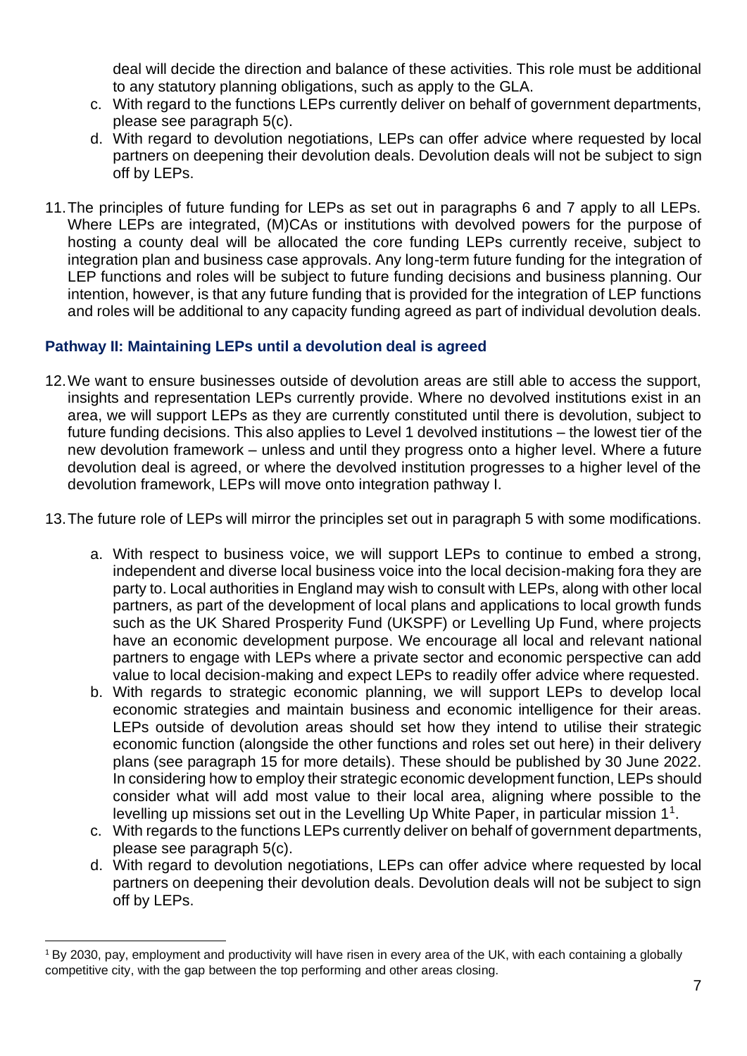deal will decide the direction and balance of these activities. This role must be additional to any statutory planning obligations, such as apply to the GLA.

c. With regard to the functions LEPs currently deliver on behalf of government departments, please see paragraph 5(c).
d. With regard to devolution negotiations, LEPs can offer advice where requested by local partners on deepening their devolution deals. Devolution deals will not be subject to sign off by LEPs.

11. The principles of future funding for LEPs as set out in paragraphs 6 and 7 apply to all LEPs. Where LEPs are integrated, (M)CAs or institutions with devolved powers for the purpose of hosting a county deal will be allocated the core funding LEPs currently receive, subject to integration plan and business case approvals. Any long-term future funding for the integration of LEP functions and roles will be subject to future funding decisions and business planning. Our intention, however, is that any future funding that is provided for the integration of LEP functions and roles will be additional to any capacity funding agreed as part of individual devolution deals.

### Pathway II: Maintaining LEPs until a devolution deal is agreed

12. We want to ensure businesses outside of devolution areas are still able to access the support, insights and representation LEPs currently provide. Where no devolved institutions exist in an area, we will support LEPs as they are currently constituted until there is devolution, subject to future funding decisions. This also applies to Level 1 devolved institutions – the lowest tier of the new devolution framework – unless and until they progress onto a higher level. Where a future devolution deal is agreed, or where the devolved institution progresses to a higher level of the devolution framework, LEPs will move onto integration pathway I.

13. The future role of LEPs will mirror the principles set out in paragraph 5 with some modifications.

    a. With respect to business voice, we will support LEPs to continue to embed a strong, independent and diverse local business voice into the local decision-making fora they are party to. Local authorities in England may wish to consult with LEPs, along with other local partners, as part of the development of local plans and applications to local growth funds such as the UK Shared Prosperity Fund (UKSPF) or Levelling Up Fund, where projects have an economic development purpose. We encourage all local and relevant national partners to engage with LEPs where a private sector and economic perspective can add value to local decision-making and expect LEPs to readily offer advice where requested.
    b. With regards to strategic economic planning, we will support LEPs to develop local economic strategies and maintain business and economic intelligence for their areas. LEPs outside of devolution areas should set how they intend to utilise their strategic economic function (alongside the other functions and roles set out here) in their delivery plans (see paragraph 15 for more details). These should be published by 30 June 2022. In considering how to employ their strategic economic development function, LEPs should consider what will add most value to their local area, aligning where possible to the levelling up missions set out in the Levelling Up White Paper, in particular mission 1[1].
    c. With regards to the functions LEPs currently deliver on behalf of government departments, please see paragraph 5(c).
    d. With regard to devolution negotiations, LEPs can offer advice where requested by local partners on deepening their devolution deals. Devolution deals will not be subject to sign off by LEPs.

---

[1] By 2030, pay, employment and productivity will have risen in every area of the UK, with each containing a globally competitive city, with the gap between the top performing and other areas closing.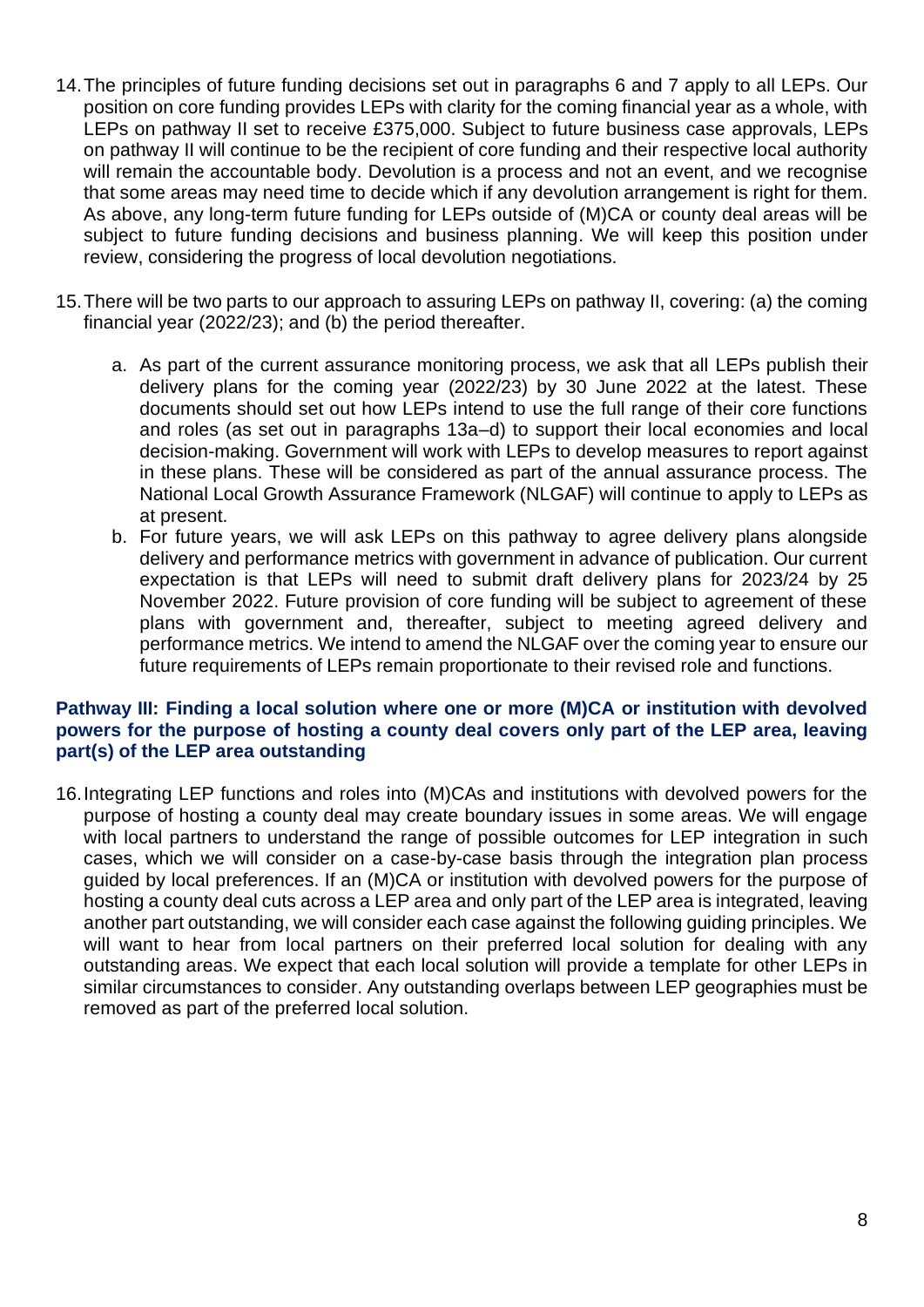14. The principles of future funding decisions set out in paragraphs 6 and 7 apply to all LEPs. Our position on core funding provides LEPs with clarity for the coming financial year as a whole, with LEPs on pathway II set to receive £375,000. Subject to future business case approvals, LEPs on pathway II will continue to be the recipient of core funding and their respective local authority will remain the accountable body. Devolution is a process and not an event, and we recognise that some areas may need time to decide which if any devolution arrangement is right for them. As above, any long-term future funding for LEPs outside of (M)CA or county deal areas will be subject to future funding decisions and business planning. We will keep this position under review, considering the progress of local devolution negotiations.

15. There will be two parts to our approach to assuring LEPs on pathway II, covering: (a) the coming financial year (2022/23); and (b) the period thereafter.

    a. As part of the current assurance monitoring process, we ask that all LEPs publish their delivery plans for the coming year (2022/23) by 30 June 2022 at the latest. These documents should set out how LEPs intend to use the full range of their core functions and roles (as set out in paragraphs 13a–d) to support their local economies and local decision-making. Government will work with LEPs to develop measures to report against in these plans. These will be considered as part of the annual assurance process. The National Local Growth Assurance Framework (NLGAF) will continue to apply to LEPs as at present.

    b. For future years, we will ask LEPs on this pathway to agree delivery plans alongside delivery and performance metrics with government in advance of publication. Our current expectation is that LEPs will need to submit draft delivery plans for 2023/24 by 25 November 2022. Future provision of core funding will be subject to agreement of these plans with government and, thereafter, subject to meeting agreed delivery and performance metrics. We intend to amend the NLGAF over the coming year to ensure our future requirements of LEPs remain proportionate to their revised role and functions.

### Pathway III: Finding a local solution where one or more (M)CA or institution with devolved powers for the purpose of hosting a county deal covers only part of the LEP area, leaving part(s) of the LEP area outstanding

16. Integrating LEP functions and roles into (M)CAs and institutions with devolved powers for the purpose of hosting a county deal may create boundary issues in some areas. We will engage with local partners to understand the range of possible outcomes for LEP integration in such cases, which we will consider on a case-by-case basis through the integration plan process guided by local preferences. If an (M)CA or institution with devolved powers for the purpose of hosting a county deal cuts across a LEP area and only part of the LEP area is integrated, leaving another part outstanding, we will consider each case against the following guiding principles. We will want to hear from local partners on their preferred local solution for dealing with any outstanding areas. We expect that each local solution will provide a template for other LEPs in similar circumstances to consider. Any outstanding overlaps between LEP geographies must be removed as part of the preferred local solution.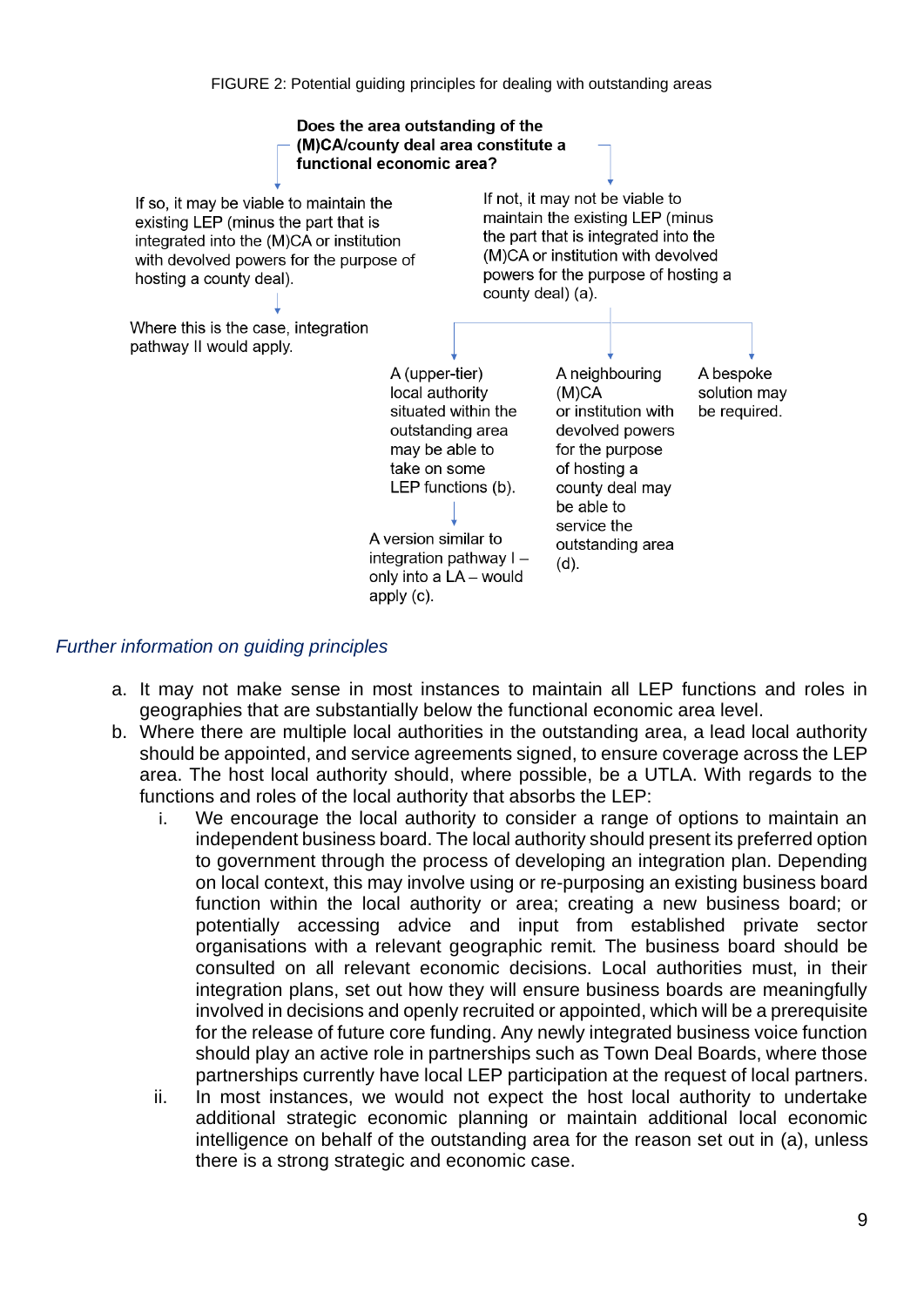FIGURE 2: Potential guiding principles for dealing with outstanding areas

**Does the area outstanding of the (M)CA/county deal area constitute a functional economic area?**

If so, it may be viable to maintain the existing LEP (minus the part that is integrated into the (M)CA or institution with devolved powers for the purpose of hosting a county deal).

Where this is the case, integration pathway II would apply.

If not, it may not be viable to maintain the existing LEP (minus the part that is integrated into the (M)CA or institution with devolved powers for the purpose of hosting a county deal) (a).

A (upper-tier) local authority situated within the outstanding area may be able to take on some LEP functions (b).

A version similar to integration pathway I – only into a LA – would apply (c).

A neighbouring (M)CA or institution with devolved powers for the purpose of hosting a county deal may be able to service the outstanding area (d).

A bespoke solution may be required.

*Further information on guiding principles*

a. It may not make sense in most instances to maintain all LEP functions and roles in geographies that are substantially below the functional economic area level.
b. Where there are multiple local authorities in the outstanding area, a lead local authority should be appointed, and service agreements signed, to ensure coverage across the LEP area. The host local authority should, where possible, be a UTLA. With regards to the functions and roles of the local authority that absorbs the LEP:
   i. We encourage the local authority to consider a range of options to maintain an independent business board. The local authority should present its preferred option to government through the process of developing an integration plan. Depending on local context, this may involve using or re-purposing an existing business board function within the local authority or area; creating a new business board; or potentially accessing advice and input from established private sector organisations with a relevant geographic remit. The business board should be consulted on all relevant economic decisions. Local authorities must, in their integration plans, set out how they will ensure business boards are meaningfully involved in decisions and openly recruited or appointed, which will be a prerequisite for the release of future core funding. Any newly integrated business voice function should play an active role in partnerships such as Town Deal Boards, where those partnerships currently have local LEP participation at the request of local partners.
   ii. In most instances, we would not expect the host local authority to undertake additional strategic economic planning or maintain additional local economic intelligence on behalf of the outstanding area for the reason set out in (a), unless there is a strong strategic and economic case.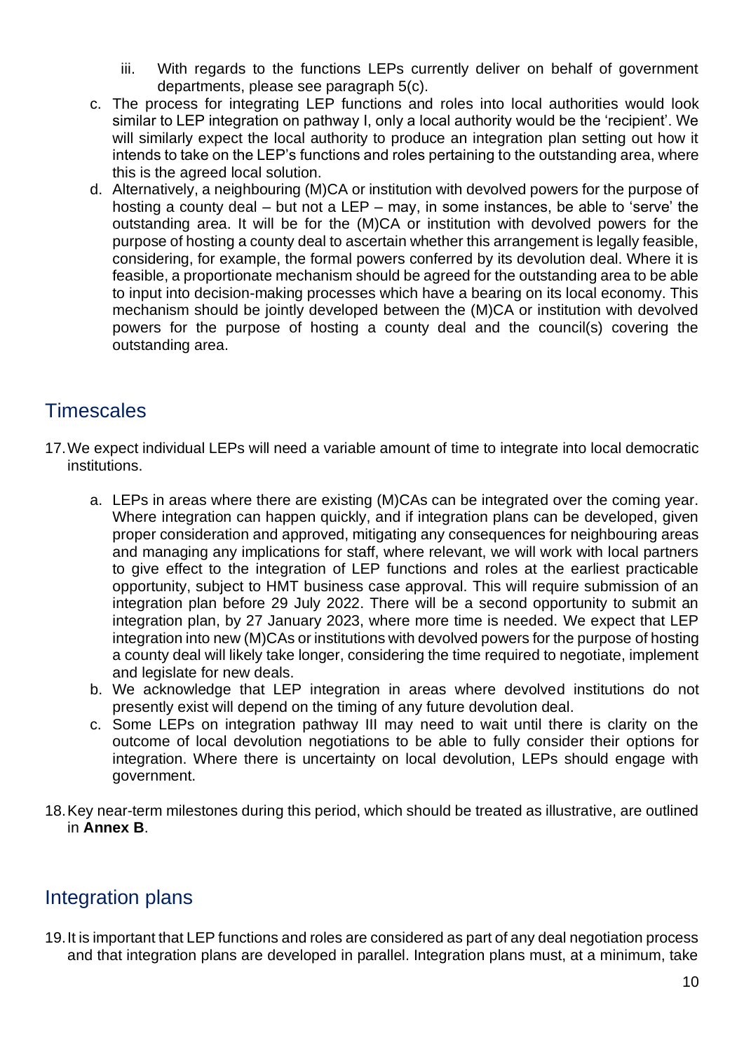iii. With regards to the functions LEPs currently deliver on behalf of government departments, please see paragraph 5(c).

c. The process for integrating LEP functions and roles into local authorities would look similar to LEP integration on pathway I, only a local authority would be the 'recipient'. We will similarly expect the local authority to produce an integration plan setting out how it intends to take on the LEP's functions and roles pertaining to the outstanding area, where this is the agreed local solution.

d. Alternatively, a neighbouring (M)CA or institution with devolved powers for the purpose of hosting a county deal – but not a LEP – may, in some instances, be able to 'serve' the outstanding area. It will be for the (M)CA or institution with devolved powers for the purpose of hosting a county deal to ascertain whether this arrangement is legally feasible, considering, for example, the formal powers conferred by its devolution deal. Where it is feasible, a proportionate mechanism should be agreed for the outstanding area to be able to input into decision-making processes which have a bearing on its local economy. This mechanism should be jointly developed between the (M)CA or institution with devolved powers for the purpose of hosting a county deal and the council(s) covering the outstanding area.

## Timescales

17. We expect individual LEPs will need a variable amount of time to integrate into local democratic institutions.

    a. LEPs in areas where there are existing (M)CAs can be integrated over the coming year. Where integration can happen quickly, and if integration plans can be developed, given proper consideration and approved, mitigating any consequences for neighbouring areas and managing any implications for staff, where relevant, we will work with local partners to give effect to the integration of LEP functions and roles at the earliest practicable opportunity, subject to HMT business case approval. This will require submission of an integration plan before 29 July 2022. There will be a second opportunity to submit an integration plan, by 27 January 2023, where more time is needed. We expect that LEP integration into new (M)CAs or institutions with devolved powers for the purpose of hosting a county deal will likely take longer, considering the time required to negotiate, implement and legislate for new deals.

    b. We acknowledge that LEP integration in areas where devolved institutions do not presently exist will depend on the timing of any future devolution deal.

    c. Some LEPs on integration pathway III may need to wait until there is clarity on the outcome of local devolution negotiations to be able to fully consider their options for integration. Where there is uncertainty on local devolution, LEPs should engage with government.

18. Key near-term milestones during this period, which should be treated as illustrative, are outlined in **Annex B**.

## Integration plans

19. It is important that LEP functions and roles are considered as part of any deal negotiation process and that integration plans are developed in parallel. Integration plans must, at a minimum, take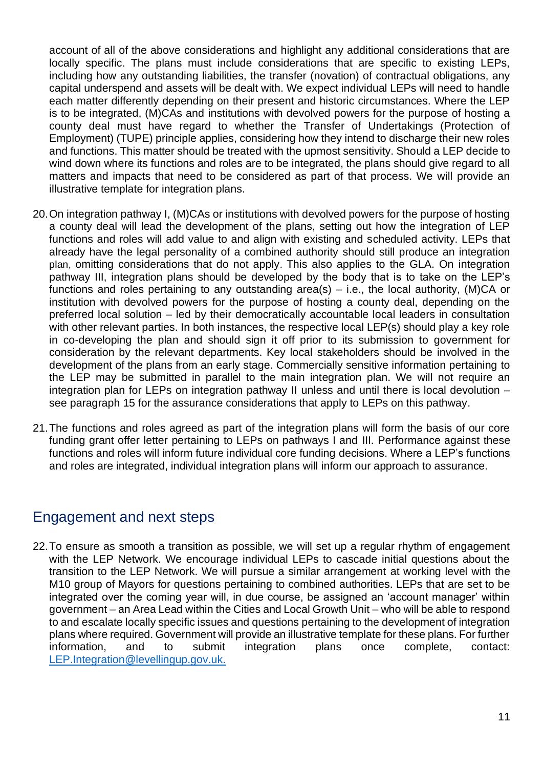account of all of the above considerations and highlight any additional considerations that are locally specific. The plans must include considerations that are specific to existing LEPs, including how any outstanding liabilities, the transfer (novation) of contractual obligations, any capital underspend and assets will be dealt with. We expect individual LEPs will need to handle each matter differently depending on their present and historic circumstances. Where the LEP is to be integrated, (M)CAs and institutions with devolved powers for the purpose of hosting a county deal must have regard to whether the Transfer of Undertakings (Protection of Employment) (TUPE) principle applies, considering how they intend to discharge their new roles and functions. This matter should be treated with the upmost sensitivity. Should a LEP decide to wind down where its functions and roles are to be integrated, the plans should give regard to all matters and impacts that need to be considered as part of that process. We will provide an illustrative template for integration plans.

20. On integration pathway I, (M)CAs or institutions with devolved powers for the purpose of hosting a county deal will lead the development of the plans, setting out how the integration of LEP functions and roles will add value to and align with existing and scheduled activity. LEPs that already have the legal personality of a combined authority should still produce an integration plan, omitting considerations that do not apply. This also applies to the GLA. On integration pathway III, integration plans should be developed by the body that is to take on the LEP's functions and roles pertaining to any outstanding area(s) – i.e., the local authority, (M)CA or institution with devolved powers for the purpose of hosting a county deal, depending on the preferred local solution – led by their democratically accountable local leaders in consultation with other relevant parties. In both instances, the respective local LEP(s) should play a key role in co-developing the plan and should sign it off prior to its submission to government for consideration by the relevant departments. Key local stakeholders should be involved in the development of the plans from an early stage. Commercially sensitive information pertaining to the LEP may be submitted in parallel to the main integration plan. We will not require an integration plan for LEPs on integration pathway II unless and until there is local devolution – see paragraph 15 for the assurance considerations that apply to LEPs on this pathway.

21. The functions and roles agreed as part of the integration plans will form the basis of our core funding grant offer letter pertaining to LEPs on pathways I and III. Performance against these functions and roles will inform future individual core funding decisions. Where a LEP's functions and roles are integrated, individual integration plans will inform our approach to assurance.

## Engagement and next steps

22. To ensure as smooth a transition as possible, we will set up a regular rhythm of engagement with the LEP Network. We encourage individual LEPs to cascade initial questions about the transition to the LEP Network. We will pursue a similar arrangement at working level with the M10 group of Mayors for questions pertaining to combined authorities. LEPs that are set to be integrated over the coming year will, in due course, be assigned an 'account manager' within government – an Area Lead within the Cities and Local Growth Unit – who will be able to respond to and escalate locally specific issues and questions pertaining to the development of integration plans where required. Government will provide an illustrative template for these plans. For further information, and to submit integration plans once complete, contact: LEP.Integration@levellingup.gov.uk.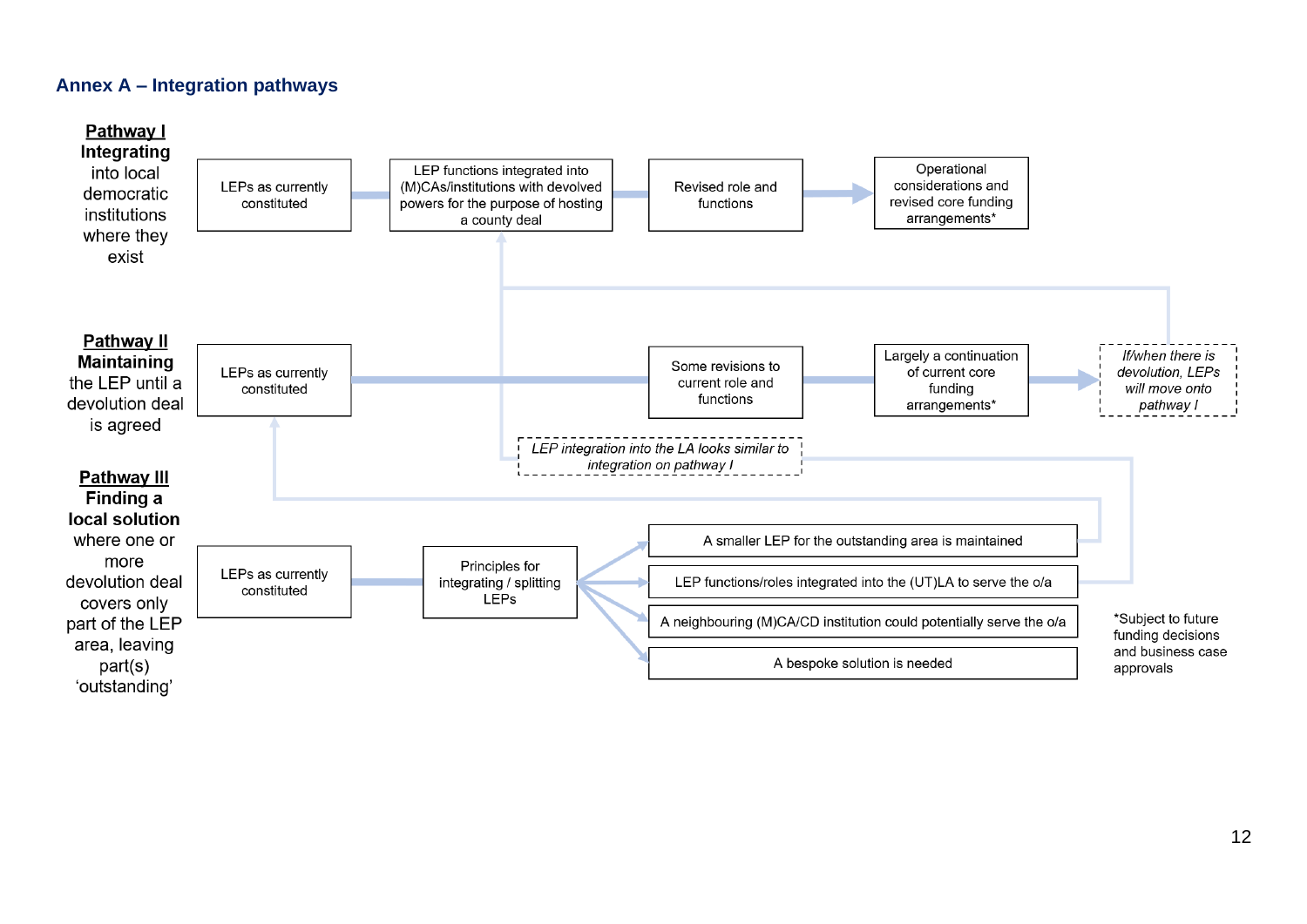## Annex A – Integration pathways

**Pathway I**
**Integrating** into local democratic institutions where they exist

LEPs as currently constituted → LEP functions integrated into (M)CAs/institutions with devolved powers for the purpose of hosting a county deal → Revised role and functions → Operational considerations and revised core funding arrangements*

**Pathway II**
**Maintaining** the LEP until a devolution deal is agreed

LEPs as currently constituted → Some revisions to current role and functions → Largely a continuation of current core funding arrangements* → *If/when there is devolution, LEPs will move onto pathway I*

*LEP integration into the LA looks similar to integration on pathway I*

**Pathway III**
**Finding a local solution** where one or more devolution deal covers only part of the LEP area, leaving part(s) 'outstanding'

LEPs as currently constituted → Principles for integrating / splitting LEPs →

- A smaller LEP for the outstanding area is maintained
- LEP functions/roles integrated into the (UT)LA to serve the o/a
- A neighbouring (M)CA/CD institution could potentially serve the o/a
- A bespoke solution is needed

*Subject to future funding decisions and business case approvals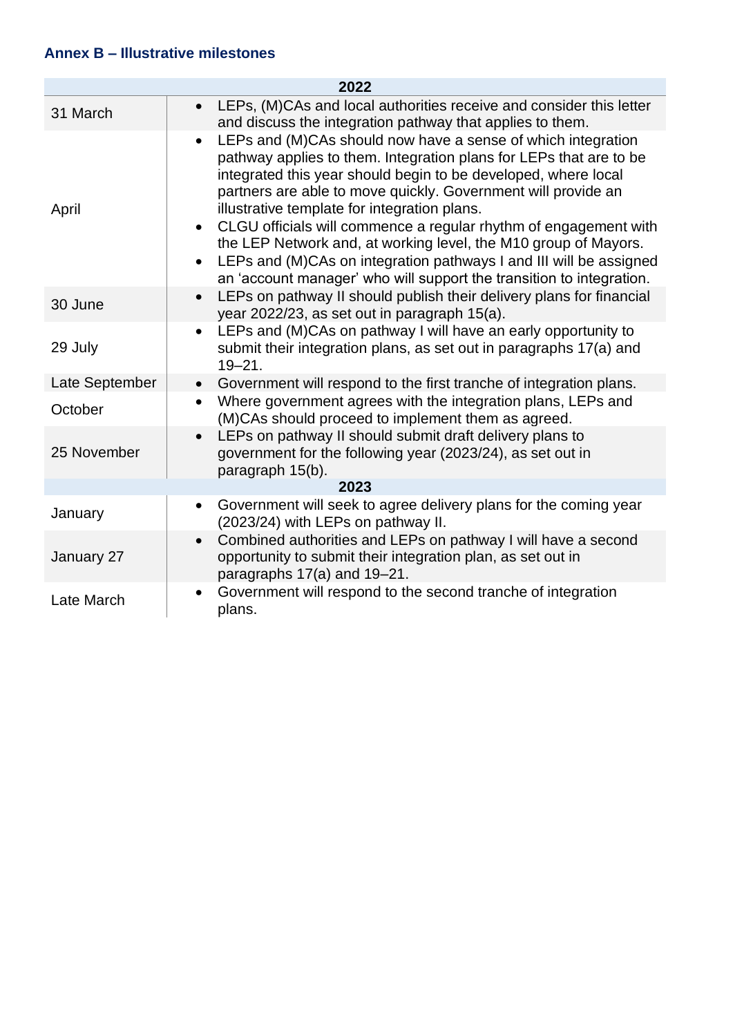### Annex B – Illustrative milestones

| 2022 | |
|---|---|
| 31 March | • LEPs, (M)CAs and local authorities receive and consider this letter and discuss the integration pathway that applies to them. |
| April | • LEPs and (M)CAs should now have a sense of which integration pathway applies to them. Integration plans for LEPs that are to be integrated this year should begin to be developed, where local partners are able to move quickly. Government will provide an illustrative template for integration plans.<br>• CLGU officials will commence a regular rhythm of engagement with the LEP Network and, at working level, the M10 group of Mayors.<br>• LEPs and (M)CAs on integration pathways I and III will be assigned an 'account manager' who will support the transition to integration. |
| 30 June | • LEPs on pathway II should publish their delivery plans for financial year 2022/23, as set out in paragraph 15(a). |
| 29 July | • LEPs and (M)CAs on pathway I will have an early opportunity to submit their integration plans, as set out in paragraphs 17(a) and 19–21. |
| Late September | • Government will respond to the first tranche of integration plans. |
| October | • Where government agrees with the integration plans, LEPs and (M)CAs should proceed to implement them as agreed. |
| 25 November | • LEPs on pathway II should submit draft delivery plans to government for the following year (2023/24), as set out in paragraph 15(b). |
| **2023** | |
| January | • Government will seek to agree delivery plans for the coming year (2023/24) with LEPs on pathway II. |
| January 27 | • Combined authorities and LEPs on pathway I will have a second opportunity to submit their integration plan, as set out in paragraphs 17(a) and 19–21. |
| Late March | • Government will respond to the second tranche of integration plans. |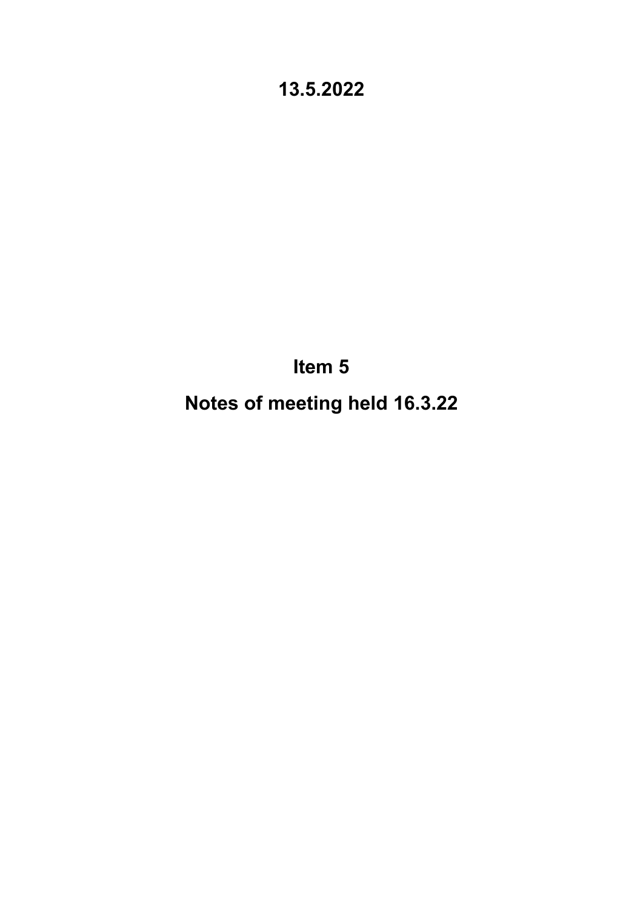**13.5.2022**

# Item 5

# Notes of meeting held 16.3.22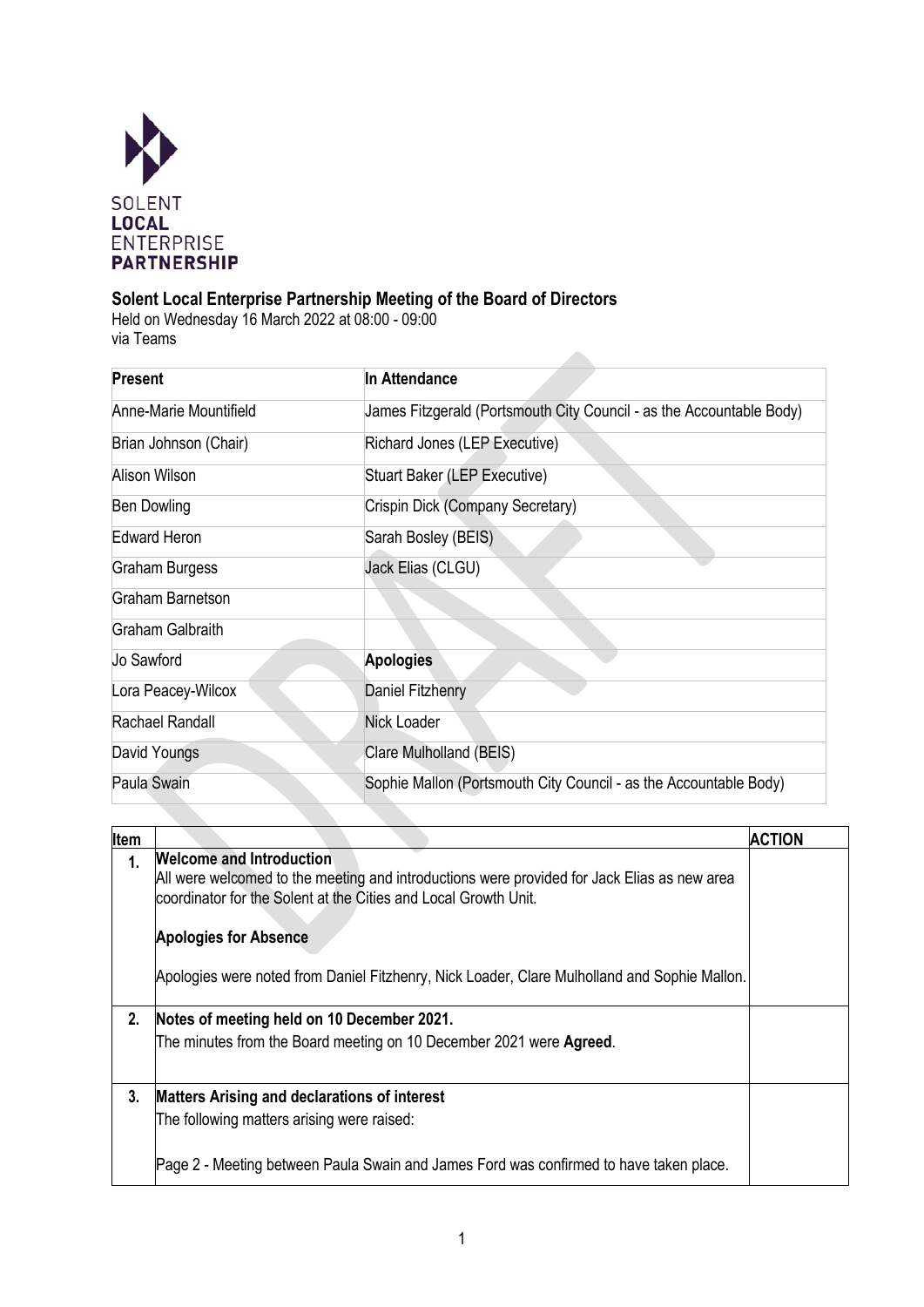SOLENT
**LOCAL**
ENTERPRISE
**PARTNERSHIP**

**Solent Local Enterprise Partnership Meeting of the Board of Directors**

Held on Wednesday 16 March 2022 at 08:00 - 09:00
via Teams

| **Present** | **In Attendance** |
|---|---|
| Anne-Marie Mountifield | James Fitzgerald (Portsmouth City Council - as the Accountable Body) |
| Brian Johnson (Chair) | Richard Jones (LEP Executive) |
| Alison Wilson | Stuart Baker (LEP Executive) |
| Ben Dowling | Crispin Dick (Company Secretary) |
| Edward Heron | Sarah Bosley (BEIS) |
| Graham Burgess | Jack Elias (CLGU) |
| Graham Barnetson | |
| Graham Galbraith | |
| Jo Sawford | **Apologies** |
| Lora Peacey-Wilcox | Daniel Fitzhenry |
| Rachael Randall | Nick Loader |
| David Youngs | Clare Mulholland (BEIS) |
| Paula Swain | Sophie Mallon (Portsmouth City Council - as the Accountable Body) |

| **Item** | | **ACTION** |
|---|---|---|
| **1.** | **Welcome and Introduction**<br>All were welcomed to the meeting and introductions were provided for Jack Elias as new area coordinator for the Solent at the Cities and Local Growth Unit.<br><br>**Apologies for Absence**<br><br>Apologies were noted from Daniel Fitzhenry, Nick Loader, Clare Mulholland and Sophie Mallon. | |
| **2.** | **Notes of meeting held on 10 December 2021.**<br>The minutes from the Board meeting on 10 December 2021 were **Agreed**. | |
| **3.** | **Matters Arising and declarations of interest**<br>The following matters arising were raised:<br><br>Page 2 - Meeting between Paula Swain and James Ford was confirmed to have taken place. | |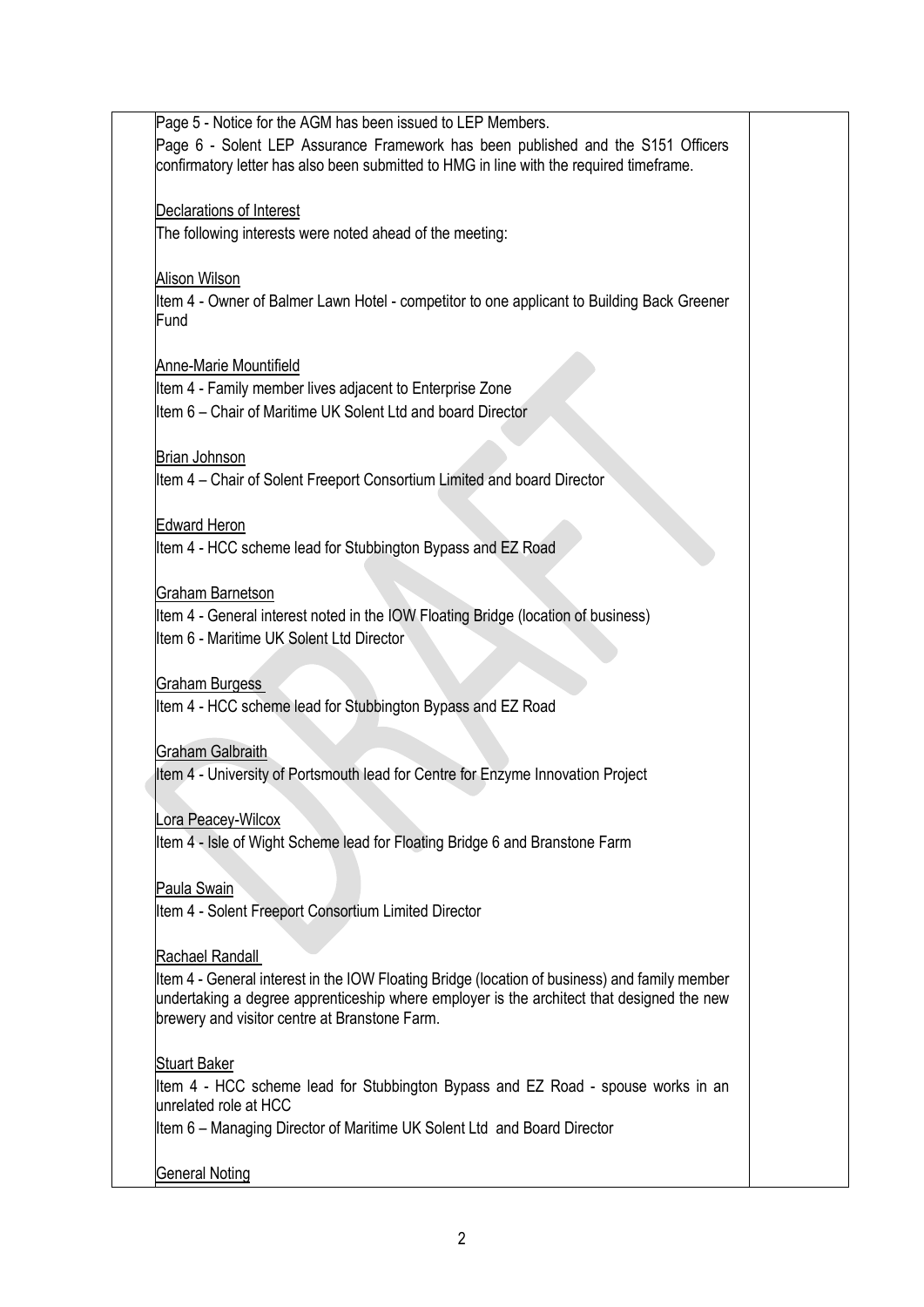Page 5 - Notice for the AGM has been issued to LEP Members.

Page 6 - Solent LEP Assurance Framework has been published and the S151 Officers confirmatory letter has also been submitted to HMG in line with the required timeframe.

Declarations of Interest

The following interests were noted ahead of the meeting:

Alison Wilson

Item 4 - Owner of Balmer Lawn Hotel - competitor to one applicant to Building Back Greener Fund

Anne-Marie Mountifield

Item 4 - Family member lives adjacent to Enterprise Zone

Item 6 – Chair of Maritime UK Solent Ltd and board Director

Brian Johnson

Item 4 – Chair of Solent Freeport Consortium Limited and board Director

Edward Heron

Item 4 - HCC scheme lead for Stubbington Bypass and EZ Road

Graham Barnetson

Item 4 - General interest noted in the IOW Floating Bridge (location of business)

Item 6 - Maritime UK Solent Ltd Director

Graham Burgess

Item 4 - HCC scheme lead for Stubbington Bypass and EZ Road

Graham Galbraith

Item 4 - University of Portsmouth lead for Centre for Enzyme Innovation Project

Lora Peacey-Wilcox

Item 4 - Isle of Wight Scheme lead for Floating Bridge 6 and Branstone Farm

Paula Swain

Item 4 - Solent Freeport Consortium Limited Director

Rachael Randall

Item 4 - General interest in the IOW Floating Bridge (location of business) and family member undertaking a degree apprenticeship where employer is the architect that designed the new brewery and visitor centre at Branstone Farm.

Stuart Baker

Item 4 - HCC scheme lead for Stubbington Bypass and EZ Road - spouse works in an unrelated role at HCC

Item 6 – Managing Director of Maritime UK Solent Ltd and Board Director

General Noting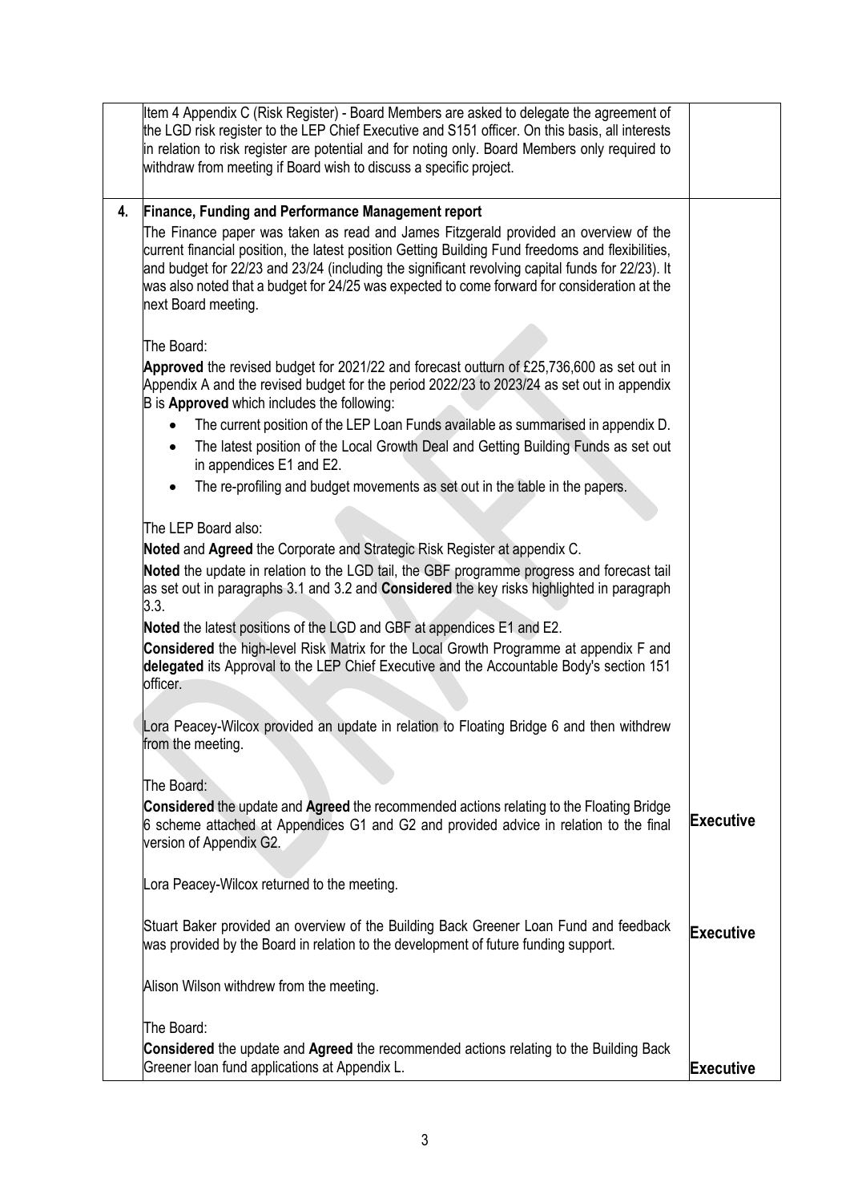| | | |
|---|---|---|
| | Item 4 Appendix C (Risk Register) - Board Members are asked to delegate the agreement of the LGD risk register to the LEP Chief Executive and S151 officer. On this basis, all interests in relation to risk register are potential and for noting only. Board Members only required to withdraw from meeting if Board wish to discuss a specific project. | |
| **4.** | **Finance, Funding and Performance Management report**<br><br>The Finance paper was taken as read and James Fitzgerald provided an overview of the current financial position, the latest position Getting Building Fund freedoms and flexibilities, and budget for 22/23 and 23/24 (including the significant revolving capital funds for 22/23). It was also noted that a budget for 24/25 was expected to come forward for consideration at the next Board meeting.<br><br>The Board:<br><br>**Approved** the revised budget for 2021/22 and forecast outturn of £25,736,600 as set out in Appendix A and the revised budget for the period 2022/23 to 2023/24 as set out in appendix B is **Approved** which includes the following:<br><br>• The current position of the LEP Loan Funds available as summarised in appendix D.<br>• The latest position of the Local Growth Deal and Getting Building Funds as set out in appendices E1 and E2.<br>• The re-profiling and budget movements as set out in the table in the papers.<br><br>The LEP Board also:<br><br>**Noted** and **Agreed** the Corporate and Strategic Risk Register at appendix C.<br><br>**Noted** the update in relation to the LGD tail, the GBF programme progress and forecast tail as set out in paragraphs 3.1 and 3.2 and **Considered** the key risks highlighted in paragraph 3.3.<br><br>**Noted** the latest positions of the LGD and GBF at appendices E1 and E2.<br><br>**Considered** the high-level Risk Matrix for the Local Growth Programme at appendix F and **delegated** its Approval to the LEP Chief Executive and the Accountable Body's section 151 officer.<br><br>Lora Peacey-Wilcox provided an update in relation to Floating Bridge 6 and then withdrew from the meeting.<br><br>The Board:<br><br>**Considered** the update and **Agreed** the recommended actions relating to the Floating Bridge 6 scheme attached at Appendices G1 and G2 and provided advice in relation to the final version of Appendix G2.<br><br>Lora Peacey-Wilcox returned to the meeting.<br><br>Stuart Baker provided an overview of the Building Back Greener Loan Fund and feedback was provided by the Board in relation to the development of future funding support.<br><br>Alison Wilson withdrew from the meeting.<br><br>The Board:<br><br>**Considered** the update and **Agreed** the recommended actions relating to the Building Back Greener loan fund applications at Appendix L. | **Executive**<br><br>**Executive**<br><br>**Executive** |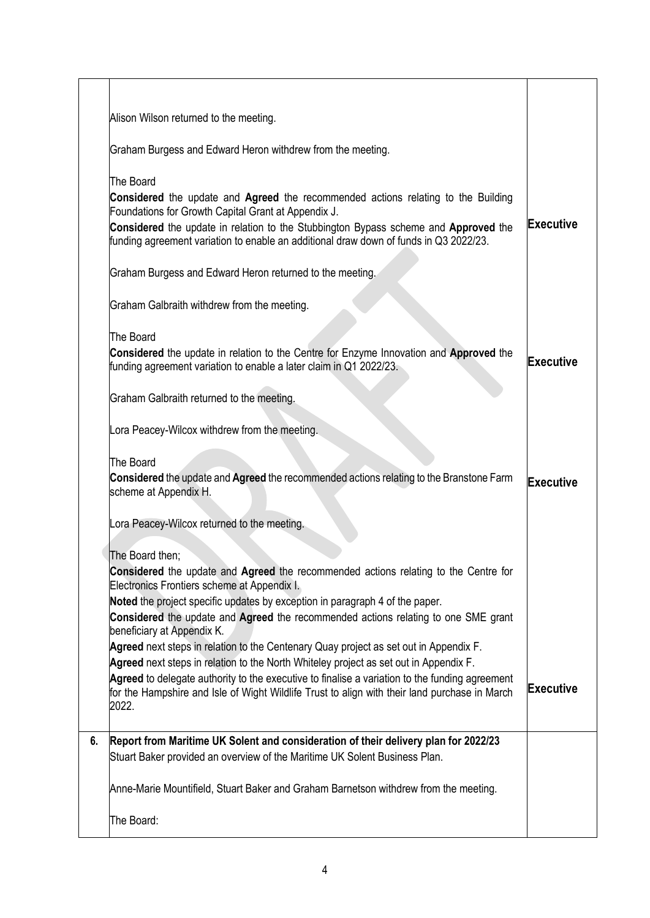| | | |
|---|---|---|
| | Alison Wilson returned to the meeting.<br><br>Graham Burgess and Edward Heron withdrew from the meeting.<br><br>The Board<br>**Considered** the update and **Agreed** the recommended actions relating to the Building Foundations for Growth Capital Grant at Appendix J.<br>**Considered** the update in relation to the Stubbington Bypass scheme and **Approved** the funding agreement variation to enable an additional draw down of funds in Q3 2022/23. | **Executive** |
| | Graham Burgess and Edward Heron returned to the meeting.<br><br>Graham Galbraith withdrew from the meeting.<br><br>The Board<br>**Considered** the update in relation to the Centre for Enzyme Innovation and **Approved** the funding agreement variation to enable a later claim in Q1 2022/23. | **Executive** |
| | Graham Galbraith returned to the meeting.<br><br>Lora Peacey-Wilcox withdrew from the meeting.<br><br>The Board<br>**Considered** the update and **Agreed** the recommended actions relating to the Branstone Farm scheme at Appendix H. | **Executive** |
| | Lora Peacey-Wilcox returned to the meeting.<br><br>The Board then;<br>**Considered** the update and **Agreed** the recommended actions relating to the Centre for Electronics Frontiers scheme at Appendix I.<br>**Noted** the project specific updates by exception in paragraph 4 of the paper.<br>**Considered** the update and **Agreed** the recommended actions relating to one SME grant beneficiary at Appendix K.<br>**Agreed** next steps in relation to the Centenary Quay project as set out in Appendix F.<br>**Agreed** next steps in relation to the North Whiteley project as set out in Appendix F.<br>**Agreed** to delegate authority to the executive to finalise a variation to the funding agreement for the Hampshire and Isle of Wight Wildlife Trust to align with their land purchase in March 2022. | **Executive** |
| **6.** | **Report from Maritime UK Solent and consideration of their delivery plan for 2022/23**<br>Stuart Baker provided an overview of the Maritime UK Solent Business Plan.<br><br>Anne-Marie Mountifield, Stuart Baker and Graham Barnetson withdrew from the meeting.<br><br>The Board: | |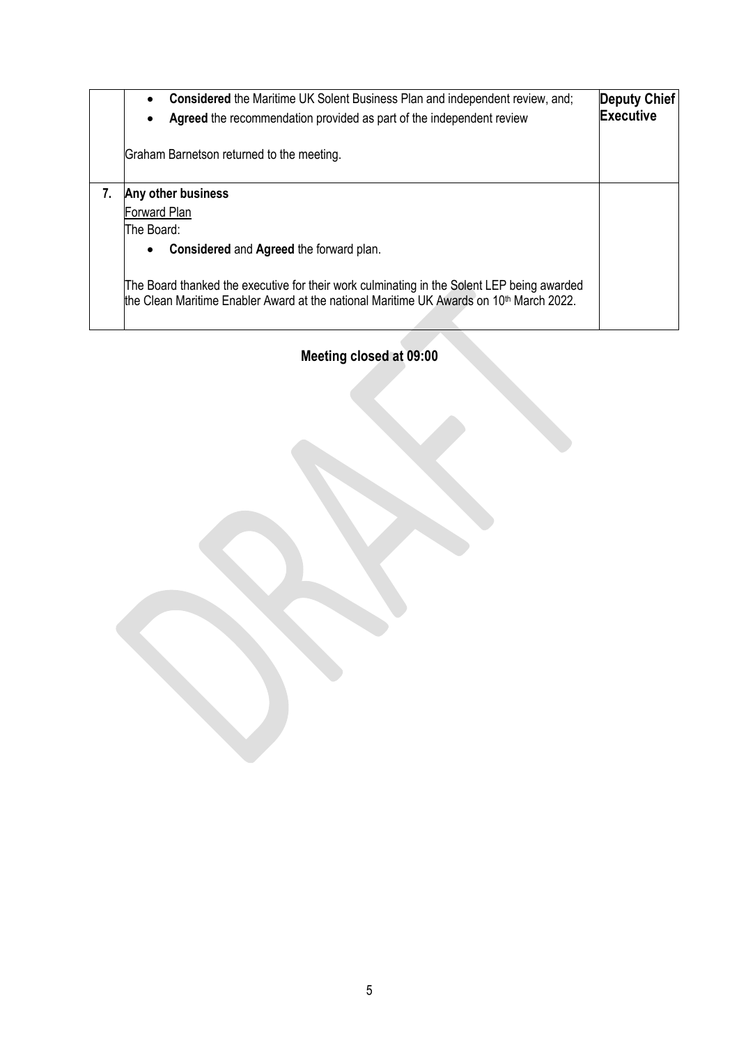| | | |
|---|---|---|
| | • **Considered** the Maritime UK Solent Business Plan and independent review, and;<br>• **Agreed** the recommendation provided as part of the independent review<br><br>Graham Barnetson returned to the meeting. | **Deputy Chief Executive** |
| **7.** | **Any other business**<br>Forward Plan<br>The Board:<br>• **Considered** and **Agreed** the forward plan.<br><br>The Board thanked the executive for their work culminating in the Solent LEP being awarded the Clean Maritime Enabler Award at the national Maritime UK Awards on 10th March 2022. | |

**Meeting closed at 09:00**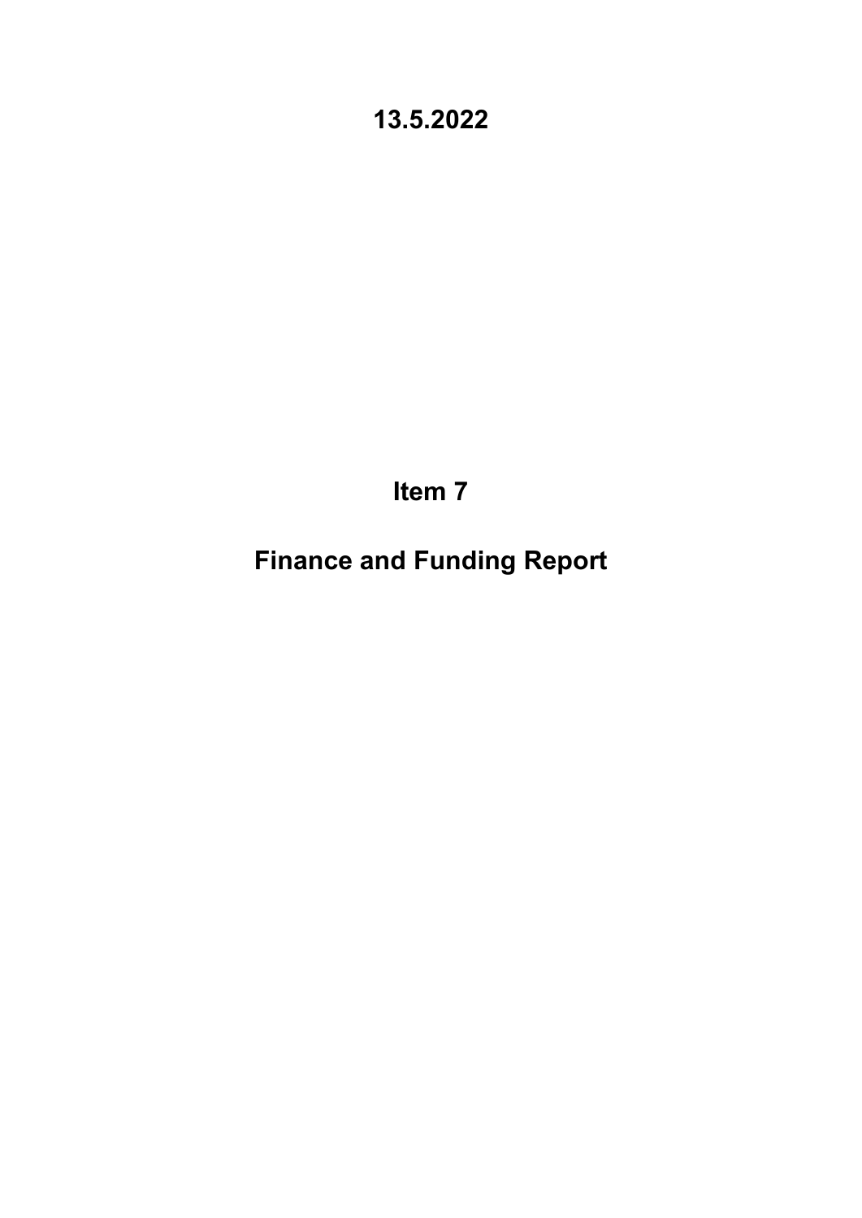**13.5.2022**

# Item 7

# Finance and Funding Report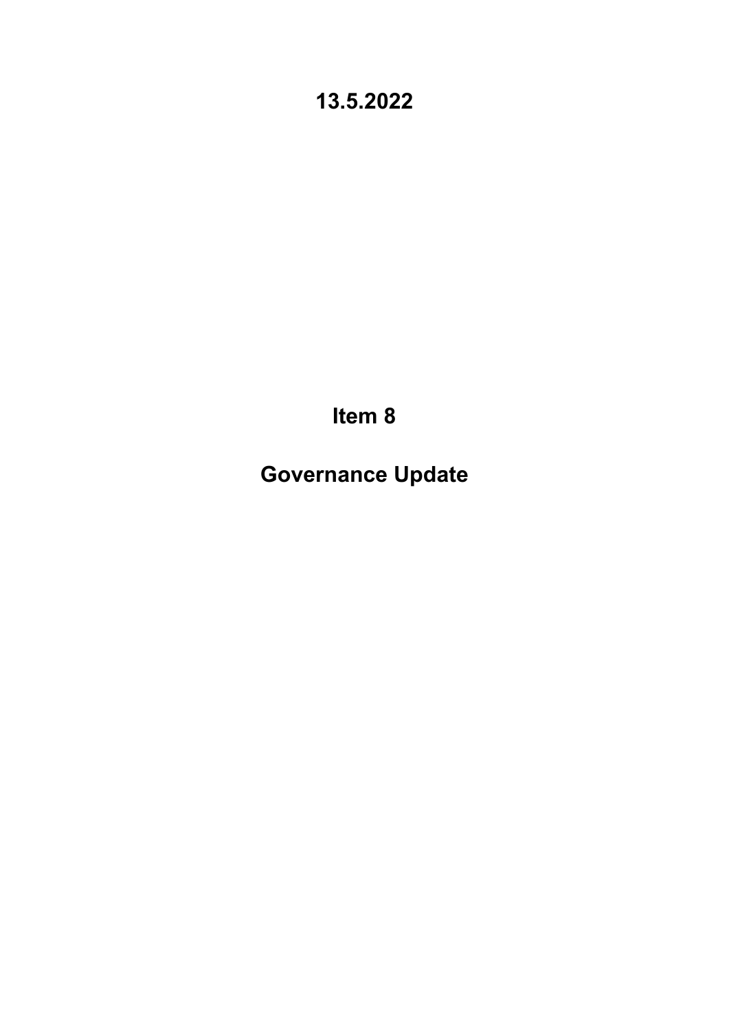**13.5.2022**

# Item 8

# Governance Update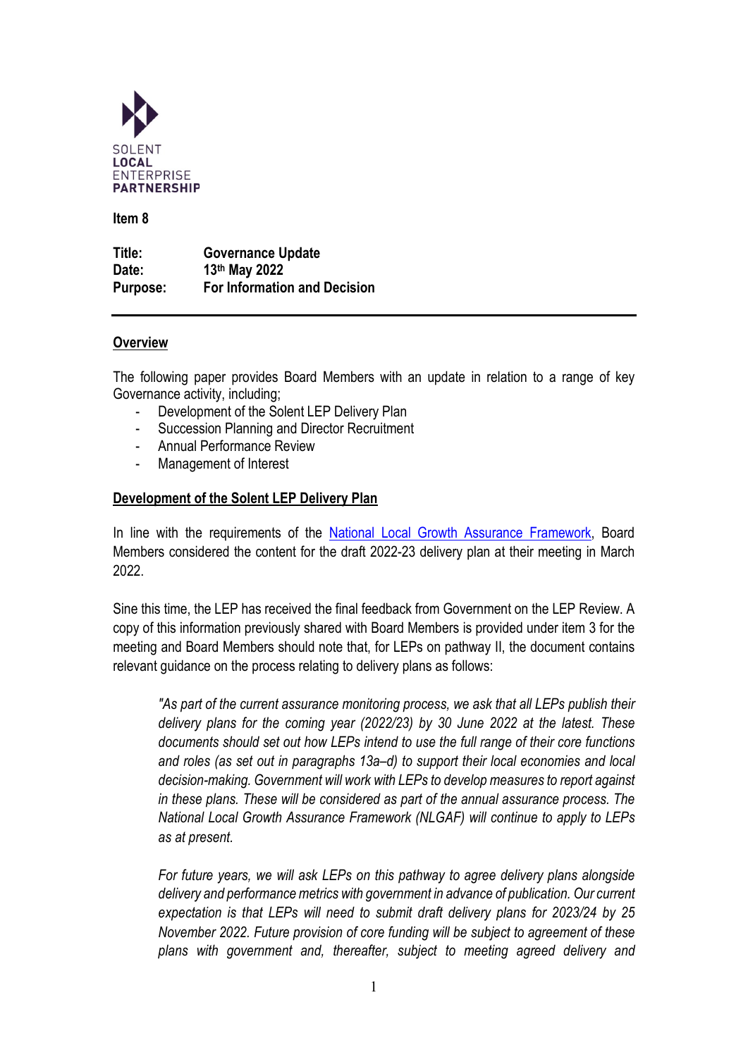SOLENT
**LOCAL**
ENTERPRISE
**PARTNERSHIP**

**Item 8**

| | |
|---|---|
| **Title:** | **Governance Update** |
| **Date:** | **13th May 2022** |
| **Purpose:** | **For Information and Decision** |

## Overview

The following paper provides Board Members with an update in relation to a range of key Governance activity, including;

- Development of the Solent LEP Delivery Plan
- Succession Planning and Director Recruitment
- Annual Performance Review
- Management of Interest

## Development of the Solent LEP Delivery Plan

In line with the requirements of the National Local Growth Assurance Framework, Board Members considered the content for the draft 2022-23 delivery plan at their meeting in March 2022.

Sine this time, the LEP has received the final feedback from Government on the LEP Review. A copy of this information previously shared with Board Members is provided under item 3 for the meeting and Board Members should note that, for LEPs on pathway II, the document contains relevant guidance on the process relating to delivery plans as follows:

> *"As part of the current assurance monitoring process, we ask that all LEPs publish their delivery plans for the coming year (2022/23) by 30 June 2022 at the latest. These documents should set out how LEPs intend to use the full range of their core functions and roles (as set out in paragraphs 13a–d) to support their local economies and local decision-making. Government will work with LEPs to develop measures to report against in these plans. These will be considered as part of the annual assurance process. The National Local Growth Assurance Framework (NLGAF) will continue to apply to LEPs as at present.*
>
> *For future years, we will ask LEPs on this pathway to agree delivery plans alongside delivery and performance metrics with government in advance of publication. Our current expectation is that LEPs will need to submit draft delivery plans for 2023/24 by 25 November 2022. Future provision of core funding will be subject to agreement of these plans with government and, thereafter, subject to meeting agreed delivery and*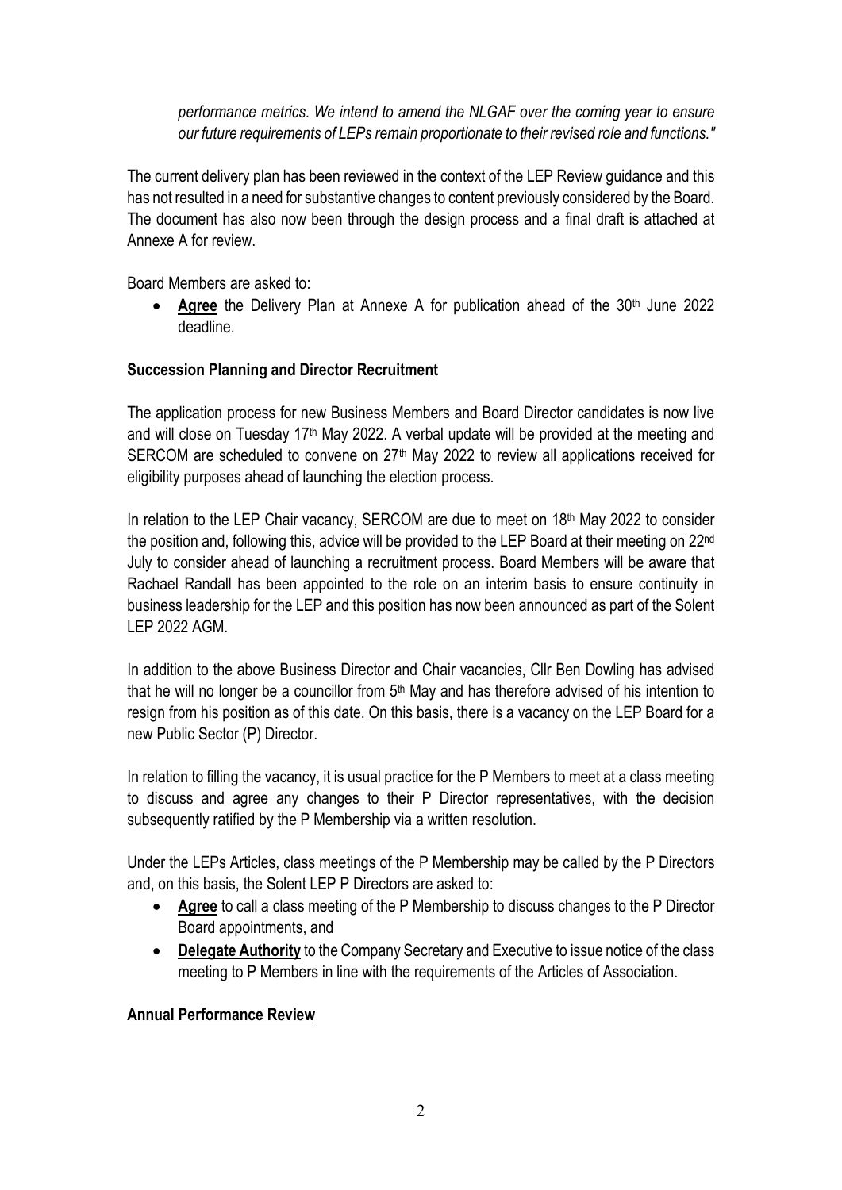*performance metrics. We intend to amend the NLGAF over the coming year to ensure our future requirements of LEPs remain proportionate to their revised role and functions."*

The current delivery plan has been reviewed in the context of the LEP Review guidance and this has not resulted in a need for substantive changes to content previously considered by the Board. The document has also now been through the design process and a final draft is attached at Annexe A for review.

Board Members are asked to:

- **<u>Agree</u>** the Delivery Plan at Annexe A for publication ahead of the 30th June 2022 deadline.

**<u>Succession Planning and Director Recruitment</u>**

The application process for new Business Members and Board Director candidates is now live and will close on Tuesday 17th May 2022. A verbal update will be provided at the meeting and SERCOM are scheduled to convene on 27th May 2022 to review all applications received for eligibility purposes ahead of launching the election process.

In relation to the LEP Chair vacancy, SERCOM are due to meet on 18th May 2022 to consider the position and, following this, advice will be provided to the LEP Board at their meeting on 22nd July to consider ahead of launching a recruitment process. Board Members will be aware that Rachael Randall has been appointed to the role on an interim basis to ensure continuity in business leadership for the LEP and this position has now been announced as part of the Solent LEP 2022 AGM.

In addition to the above Business Director and Chair vacancies, Cllr Ben Dowling has advised that he will no longer be a councillor from 5th May and has therefore advised of his intention to resign from his position as of this date. On this basis, there is a vacancy on the LEP Board for a new Public Sector (P) Director.

In relation to filling the vacancy, it is usual practice for the P Members to meet at a class meeting to discuss and agree any changes to their P Director representatives, with the decision subsequently ratified by the P Membership via a written resolution.

Under the LEPs Articles, class meetings of the P Membership may be called by the P Directors and, on this basis, the Solent LEP P Directors are asked to:

- **<u>Agree</u>** to call a class meeting of the P Membership to discuss changes to the P Director Board appointments, and
- **<u>Delegate Authority</u>** to the Company Secretary and Executive to issue notice of the class meeting to P Members in line with the requirements of the Articles of Association.

**<u>Annual Performance Review</u>**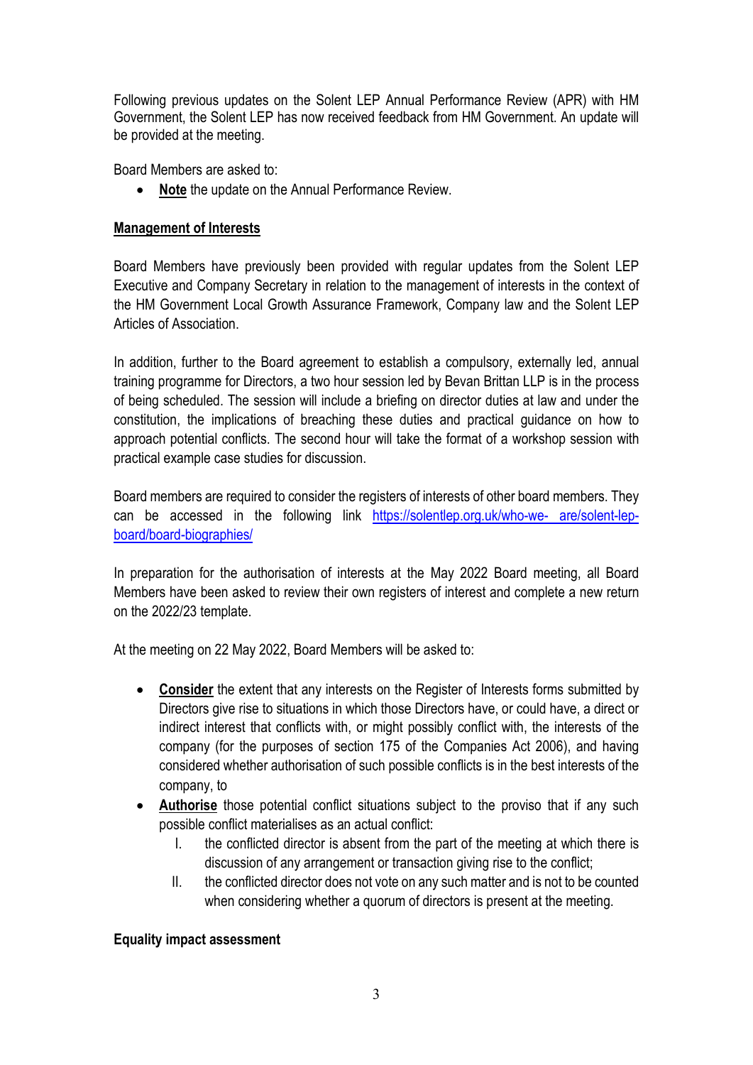Following previous updates on the Solent LEP Annual Performance Review (APR) with HM Government, the Solent LEP has now received feedback from HM Government. An update will be provided at the meeting.

Board Members are asked to:

- **Note** the update on the Annual Performance Review.

**Management of Interests**

Board Members have previously been provided with regular updates from the Solent LEP Executive and Company Secretary in relation to the management of interests in the context of the HM Government Local Growth Assurance Framework, Company law and the Solent LEP Articles of Association.

In addition, further to the Board agreement to establish a compulsory, externally led, annual training programme for Directors, a two hour session led by Bevan Brittan LLP is in the process of being scheduled. The session will include a briefing on director duties at law and under the constitution, the implications of breaching these duties and practical guidance on how to approach potential conflicts. The second hour will take the format of a workshop session with practical example case studies for discussion.

Board members are required to consider the registers of interests of other board members. They can be accessed in the following link https://solentlep.org.uk/who-we- are/solent-lep-board/board-biographies/

In preparation for the authorisation of interests at the May 2022 Board meeting, all Board Members have been asked to review their own registers of interest and complete a new return on the 2022/23 template.

At the meeting on 22 May 2022, Board Members will be asked to:

- **Consider** the extent that any interests on the Register of Interests forms submitted by Directors give rise to situations in which those Directors have, or could have, a direct or indirect interest that conflicts with, or might possibly conflict with, the interests of the company (for the purposes of section 175 of the Companies Act 2006), and having considered whether authorisation of such possible conflicts is in the best interests of the company, to
- **Authorise** those potential conflict situations subject to the proviso that if any such possible conflict materialises as an actual conflict:
    - I. the conflicted director is absent from the part of the meeting at which there is discussion of any arrangement or transaction giving rise to the conflict;
    - II. the conflicted director does not vote on any such matter and is not to be counted when considering whether a quorum of directors is present at the meeting.

**Equality impact assessment**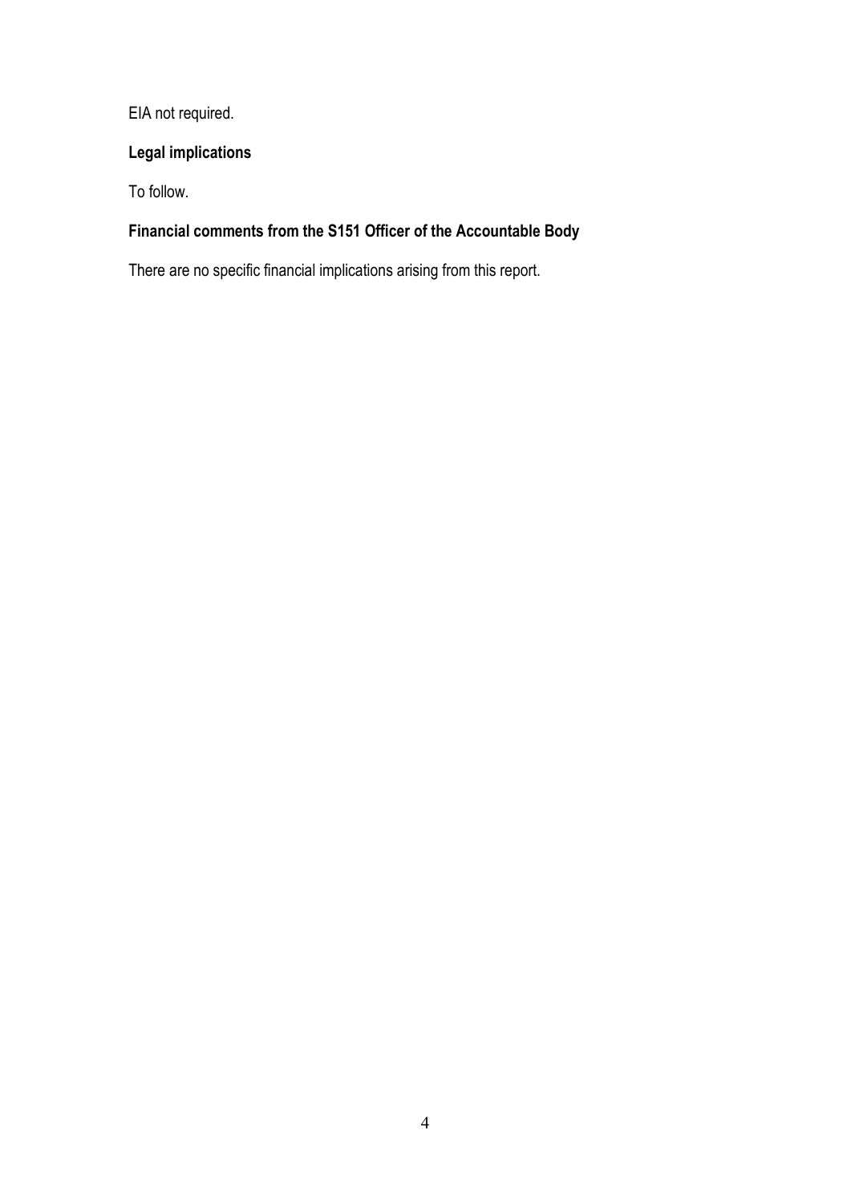EIA not required.

**Legal implications**

To follow.

**Financial comments from the S151 Officer of the Accountable Body**

There are no specific financial implications arising from this report.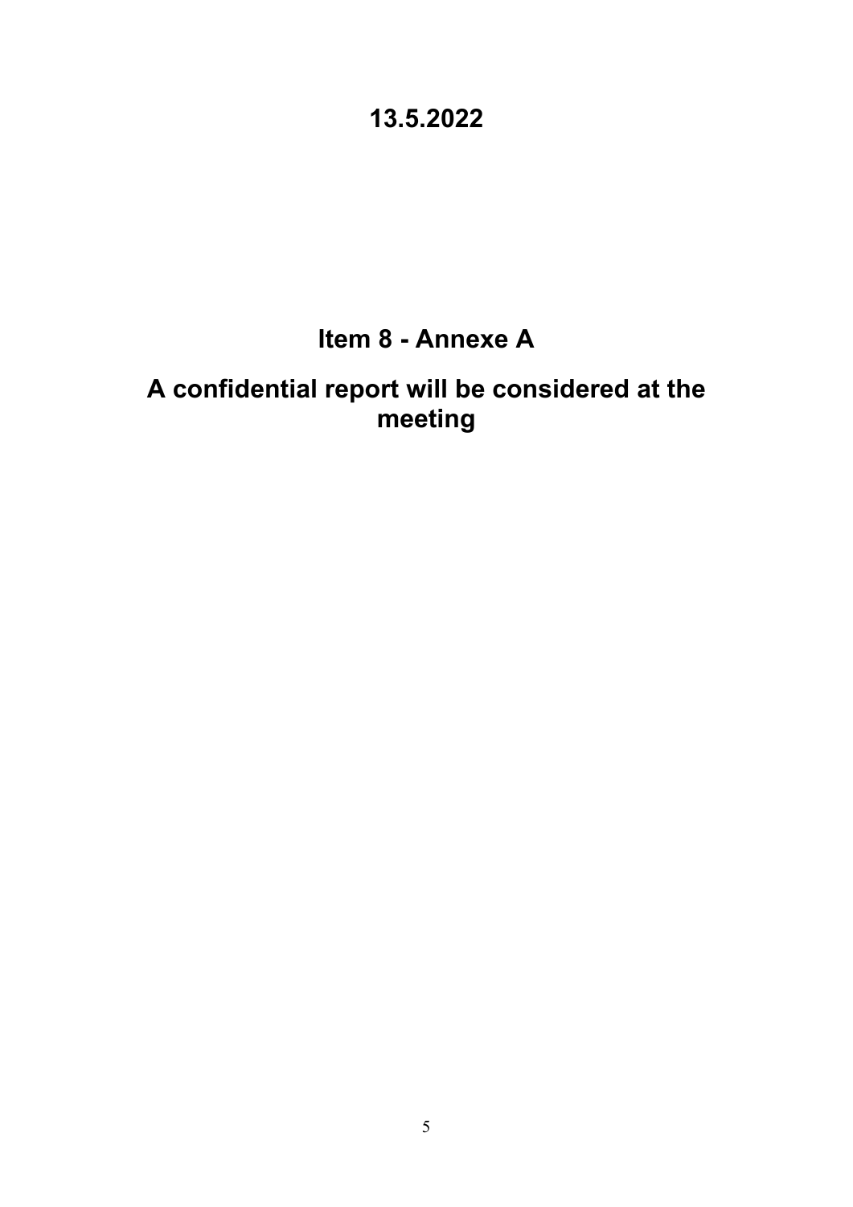## 13.5.2022

# Item 8 - Annexe A

## A confidential report will be considered at the meeting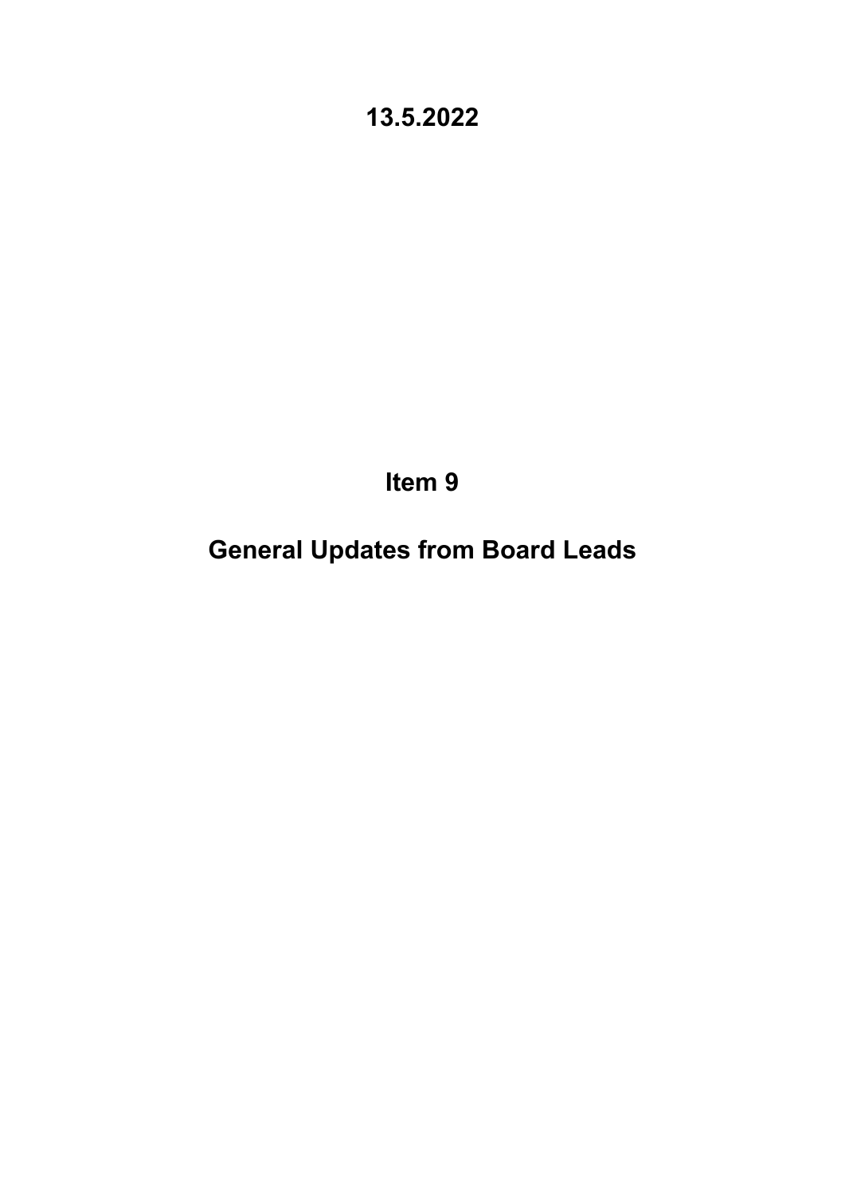**13.5.2022**

# Item 9

# General Updates from Board Leads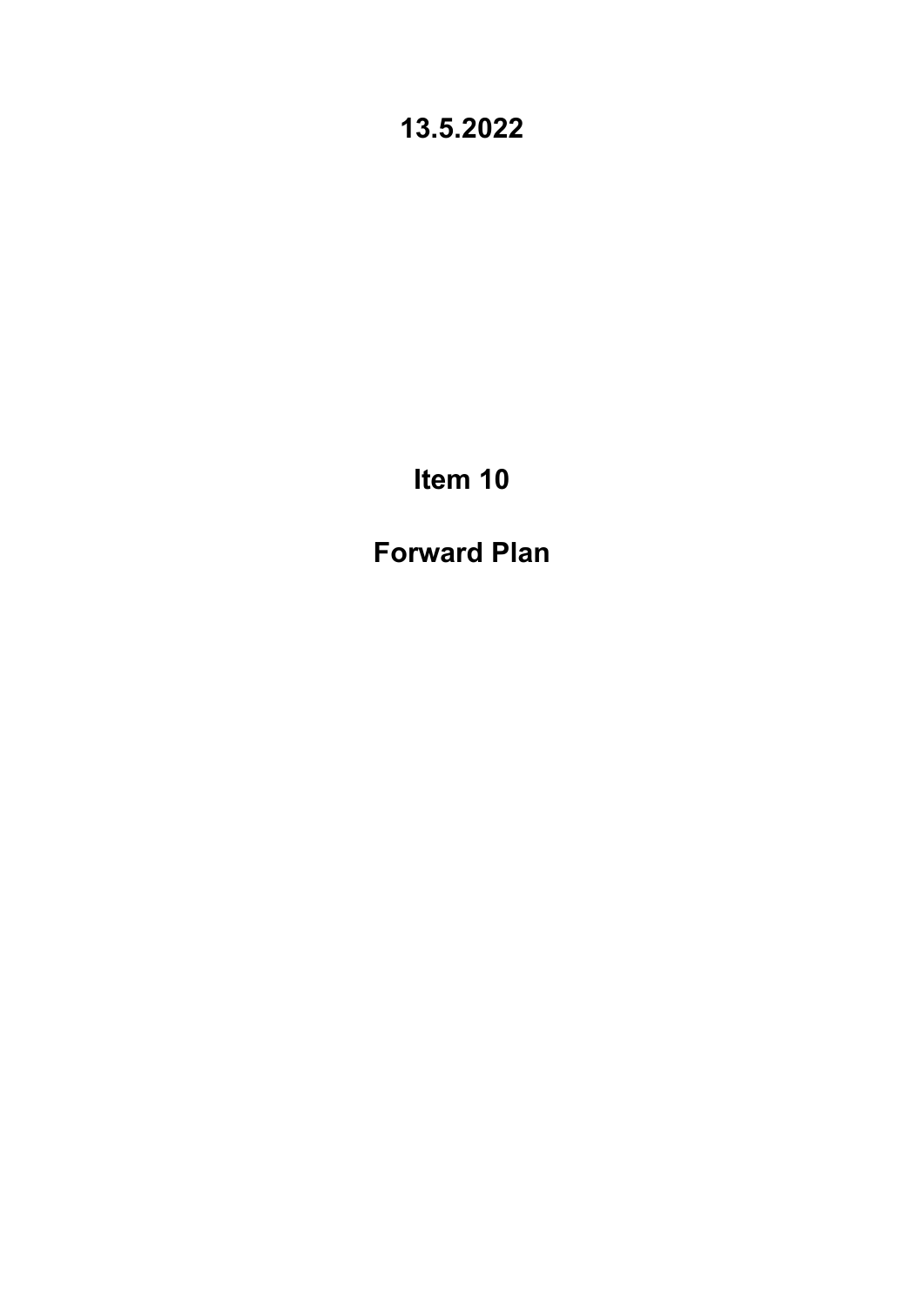# 13.5.2022

# Item 10

# Forward Plan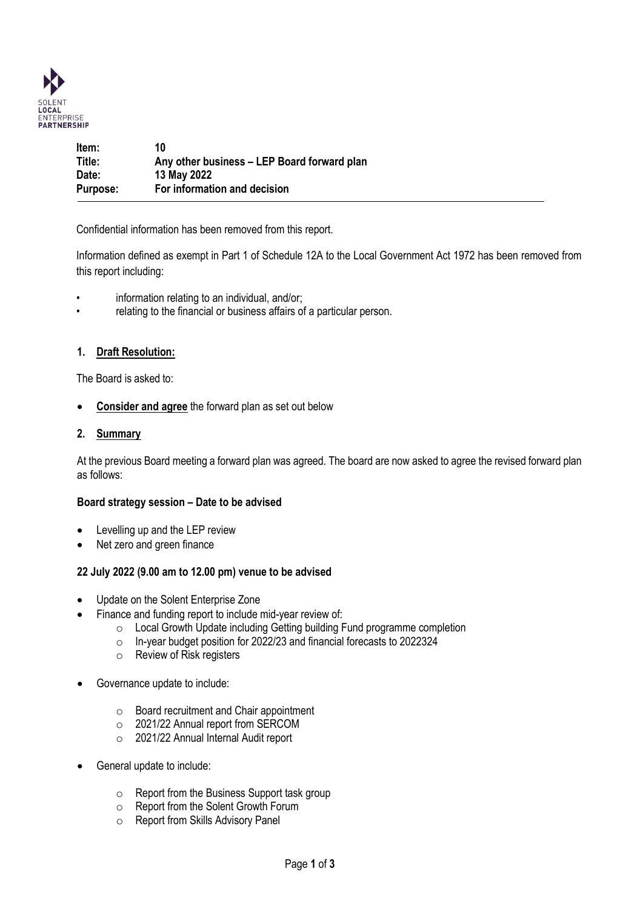| | |
|---|---|
| **Item:** | **10** |
| **Title:** | **Any other business – LEP Board forward plan** |
| **Date:** | **13 May 2022** |
| **Purpose:** | **For information and decision** |

Confidential information has been removed from this report.

Information defined as exempt in Part 1 of Schedule 12A to the Local Government Act 1972 has been removed from this report including:

- information relating to an individual, and/or;
- relating to the financial or business affairs of a particular person.

## 1. Draft Resolution:

The Board is asked to:

- **Consider and agree** the forward plan as set out below

## 2. Summary

At the previous Board meeting a forward plan was agreed. The board are now asked to agree the revised forward plan as follows:

**Board strategy session – Date to be advised**

- Levelling up and the LEP review
- Net zero and green finance

**22 July 2022 (9.00 am to 12.00 pm) venue to be advised**

- Update on the Solent Enterprise Zone
- Finance and funding report to include mid-year review of:
  - Local Growth Update including Getting building Fund programme completion
  - In-year budget position for 2022/23 and financial forecasts to 2022324
  - Review of Risk registers
- Governance update to include:
  - Board recruitment and Chair appointment
  - 2021/22 Annual report from SERCOM
  - 2021/22 Annual Internal Audit report
- General update to include:
  - Report from the Business Support task group
  - Report from the Solent Growth Forum
  - Report from Skills Advisory Panel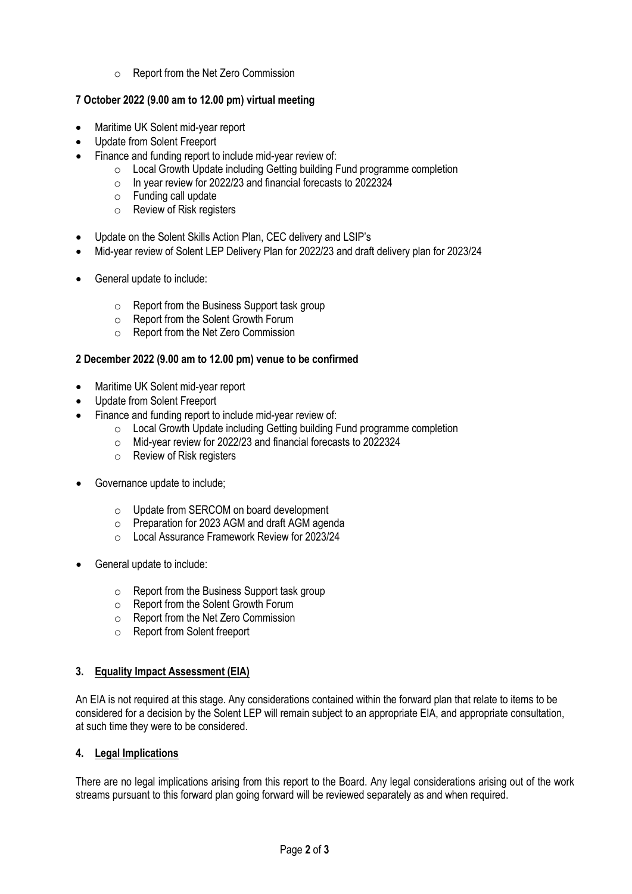- Report from the Net Zero Commission

**7 October 2022 (9.00 am to 12.00 pm) virtual meeting**

- Maritime UK Solent mid-year report
- Update from Solent Freeport
- Finance and funding report to include mid-year review of:
  - Local Growth Update including Getting building Fund programme completion
  - In year review for 2022/23 and financial forecasts to 2022324
  - Funding call update
  - Review of Risk registers
- Update on the Solent Skills Action Plan, CEC delivery and LSIP's
- Mid-year review of Solent LEP Delivery Plan for 2022/23 and draft delivery plan for 2023/24
- General update to include:
  - Report from the Business Support task group
  - Report from the Solent Growth Forum
  - Report from the Net Zero Commission

**2 December 2022 (9.00 am to 12.00 pm) venue to be confirmed**

- Maritime UK Solent mid-year report
- Update from Solent Freeport
- Finance and funding report to include mid-year review of:
  - Local Growth Update including Getting building Fund programme completion
  - Mid-year review for 2022/23 and financial forecasts to 2022324
  - Review of Risk registers
- Governance update to include;
  - Update from SERCOM on board development
  - Preparation for 2023 AGM and draft AGM agenda
  - Local Assurance Framework Review for 2023/24
- General update to include:
  - Report from the Business Support task group
  - Report from the Solent Growth Forum
  - Report from the Net Zero Commission
  - Report from Solent freeport

## 3. Equality Impact Assessment (EIA)

An EIA is not required at this stage. Any considerations contained within the forward plan that relate to items to be considered for a decision by the Solent LEP will remain subject to an appropriate EIA, and appropriate consultation, at such time they were to be considered.

## 4. Legal Implications

There are no legal implications arising from this report to the Board. Any legal considerations arising out of the work streams pursuant to this forward plan going forward will be reviewed separately as and when required.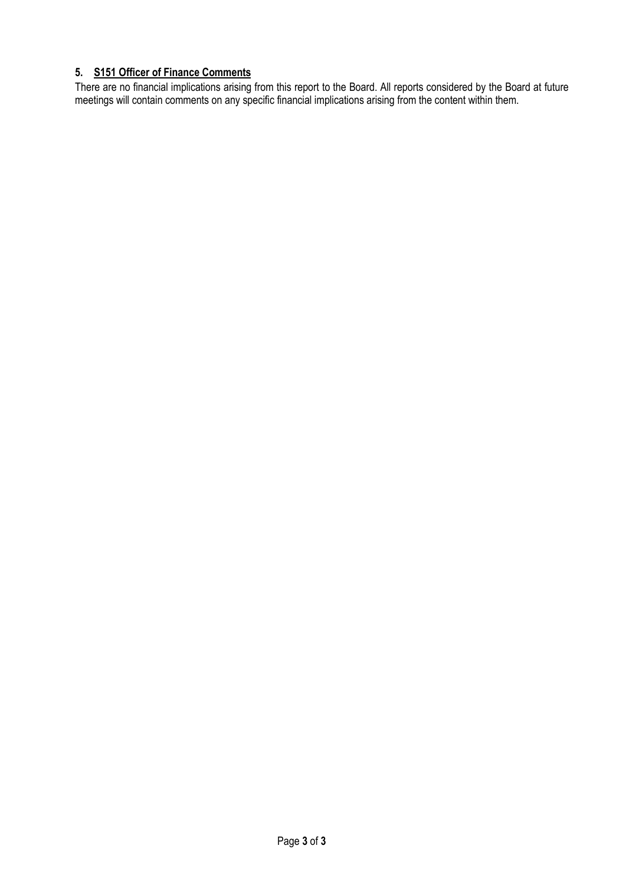### 5. S151 Officer of Finance Comments

There are no financial implications arising from this report to the Board. All reports considered by the Board at future meetings will contain comments on any specific financial implications arising from the content within them.